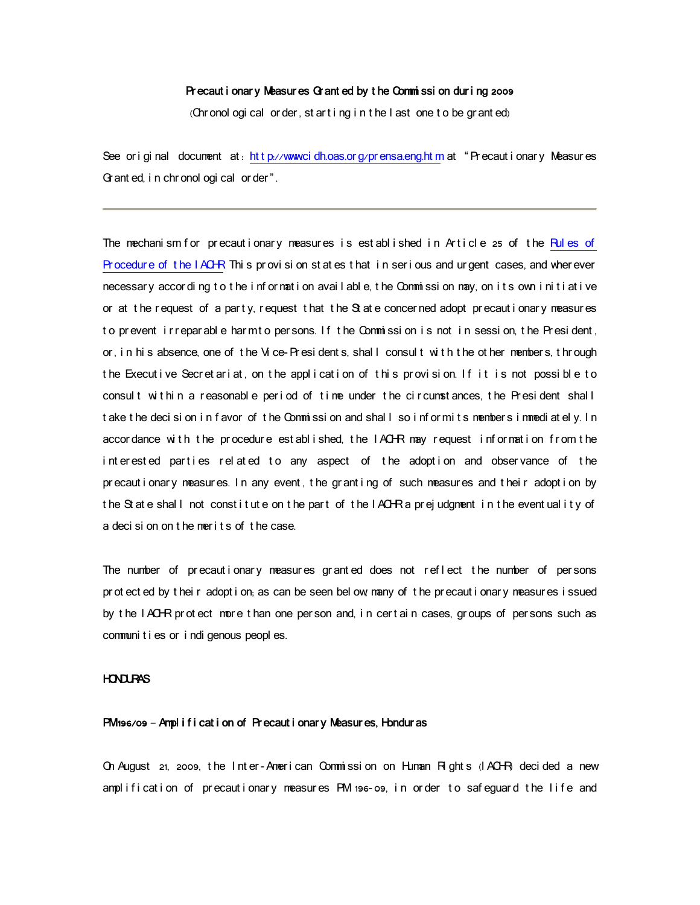**Precautionary Measures Granted by the Commission during 2009**

(Chronological order, starting in the last one to be granted)

See original document at: http://www.cidh.oas.org/prensa.eng.htm at "Precautionary Measures Granted, in chronological order".

---

The mechanism for precautionary measures is established in Article 25 of the Rules of Procedure of the IACHR. This provision states that in serious and urgent cases, and wherever necessary according to the information available, the Commission may, on its own initiative or at the request of a party, request that the State concerned adopt precautionary measures to prevent irreparable harm to persons. If the Commission is not in session, the President, or, in his absence, one of the Vice-Presidents, shall consult with the other members, through the Executive Secretariat, on the application of this provision. If it is not possible to consult within a reasonable period of time under the circumstances, the President shall take the decision in favor of the Commission and shall so inform its members immediately. In accordance with the procedure established, the IACHR may request information from the interested parties related to any aspect of the adoption and observance of the precautionary measures. In any event, the granting of such measures and their adoption by the State shall not constitute on the part of the IACHR a prejudgment in the eventuality of a decision on the merits of the case.

The number of precautionary measures granted does not reflect the number of persons protected by their adoption; as can be seen below, many of the precautionary measures issued by the IACHR protect more than one person and, in certain cases, groups of persons such as communities or indigenous peoples.

**HONDURAS**

**PM 196/09 – Amplification of Precautionary Measures, Honduras**

On August 21, 2009, the Inter-American Commission on Human Rights (IACHR) decided a new amplification of precautionary measures PM 196-09, in order to safeguard the life and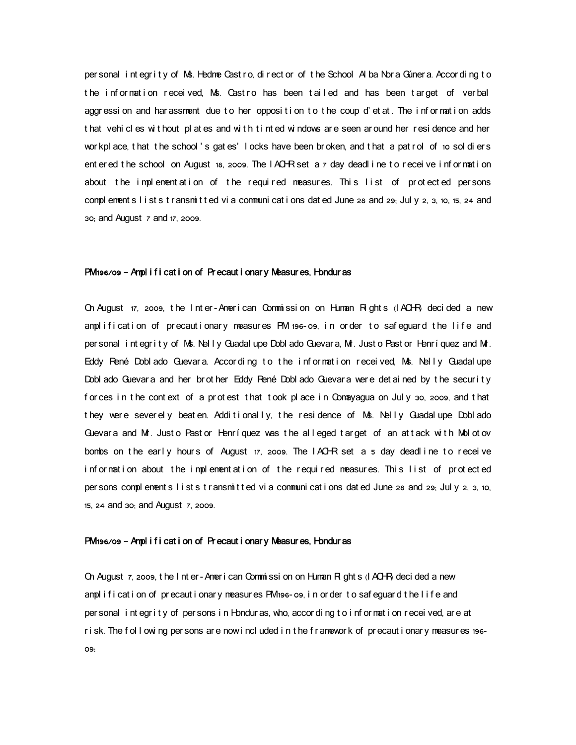personal integrity of Ms. Hedme Castro, director of the School Alba Nora Gúnera. According to the information received, Ms. Castro has been tailed and has been target of verbal aggression and harassment due to her opposition to the coup d'etat. The information adds that vehicles without plates and with tinted windows are seen around her residence and her workplace, that the school's gates' locks have been broken, and that a patrol of 10 soldiers entered the school on August 18, 2009. The IACHR set a 7 day deadline to receive information about the implementation of the required measures. This list of protected persons complements lists transmitted via communications dated June 28 and 29; July 2, 3, 10, 15, 24 and 30; and August 7 and 17, 2009.

### PM196/09 - Amplification of Precautionary Measures, Honduras

On August 17, 2009, the Inter-American Commission on Human Rights (IACHR) decided a new amplification of precautionary measures PM 196-09, in order to safeguard the life and personal integrity of Ms. Nelly Guadalupe Doblado Guevara, Mr. Justo Pastor Henríquez and Mr. Eddy René Doblado Guevara. According to the information received, Ms. Nelly Guadalupe Doblado Guevara and her brother Eddy René Doblado Guevara were detained by the security forces in the context of a protest that took place in Comayagua on July 30, 2009, and that they were severely beaten. Additionally, the residence of Ms. Nelly Guadalupe Doblado Guevara and Mr. Justo Pastor Henríquez was the alleged target of an attack with Molotov bombs on the early hours of August 17, 2009. The IACHR set a 5 day deadline to receive information about the implementation of the required measures. This list of protected persons complements lists transmitted via communications dated June 28 and 29; July 2, 3, 10, 15, 24 and 30; and August 7, 2009.

### PM196/09 - Amplification of Precautionary Measures, Honduras

On August 7, 2009, the Inter-American Commission on Human Rights (IACHR) decided a new amplification of precautionary measures PM196-09, in order to safeguard the life and personal integrity of persons in Honduras, who, according to information received, are at risk. The following persons are now included in the framework of precautionary measures 196-09: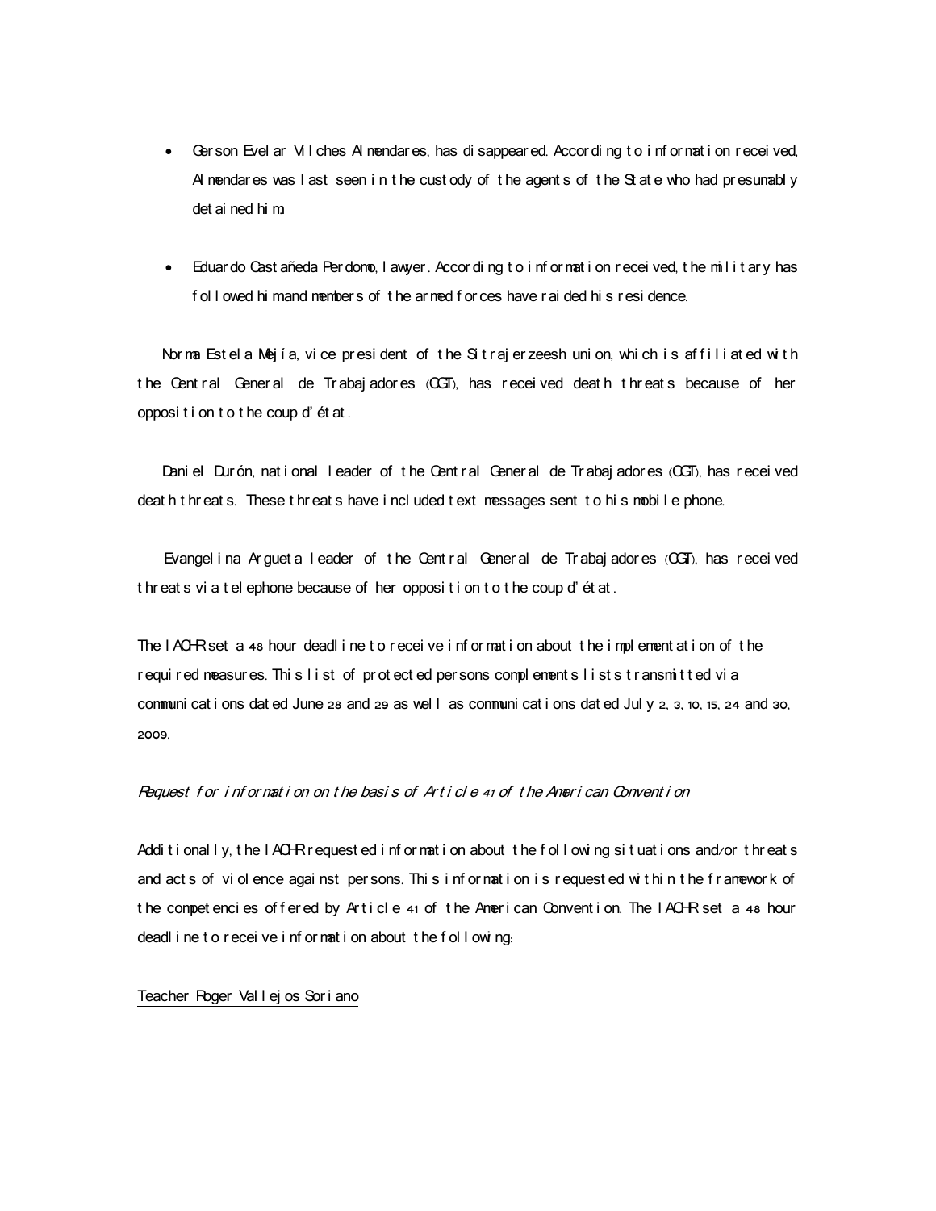- Gerson Evelar Vilches Almendares, has disappeared. According to information received, Almendares was last seen in the custody of the agents of the State who had presumably detained him.

- Eduardo Castañeda Perdomo, lawyer. According to information received, the military has followed him and members of the armed forces have raided his residence.

Norma Estela Mejía, vice president of the Sitrajerzeesh union, which is affiliated with the Central General de Trabajadores (CGT), has received death threats because of her opposition to the coup d'état.

Daniel Durón, national leader of the Central General de Trabajadores (CGT), has received death threats. These threats have included text messages sent to his mobile phone.

Evangelina Argueta leader of the Central General de Trabajadores (CGT), has received threats via telephone because of her opposition to the coup d'état.

The IACHR set a 48 hour deadline to receive information about the implementation of the required measures. This list of protected persons complements lists transmitted via communications dated June 28 and 29 as well as communications dated July 2, 3, 10, 15, 24 and 30, 2009.

*Request for information on the basis of Article 41 of the American Convention*

Additionally, the IACHR requested information about the following situations and/or threats and acts of violence against persons. This information is requested within the framework of the competencies offered by Article 41 of the American Convention. The IACHR set a 48 hour deadline to receive information about the following:

<u>Teacher Roger Vallejos Soriano</u>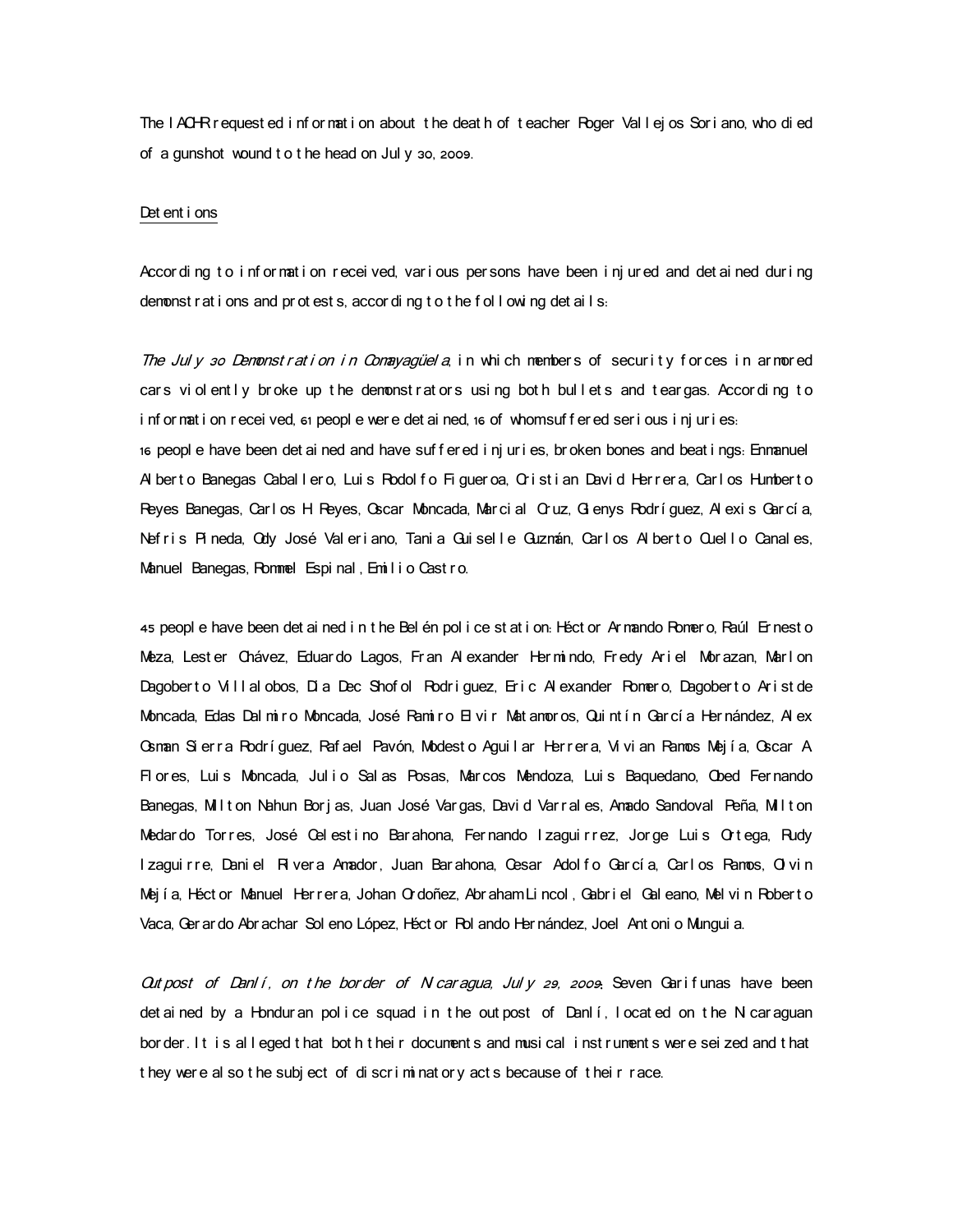The IACHR requested information about the death of teacher Roger Vallejos Soriano, who died of a gunshot wound to the head on July 30, 2009.

Detentions

According to information received, various persons have been injured and detained during demonstrations and protests, according to the following details:

*The July 30 Demonstration in Comayagüela*, in which members of security forces in armored cars violently broke up the demonstrators using both bullets and teargas. According to information received, 61 people were detained, 16 of whom suffered serious injuries:

16 people have been detained and have suffered injuries, broken bones and beatings: Enmanuel Alberto Banegas Caballero, Luis Rodolfo Figueroa, Cristian David Herrera, Carlos Humberto Reyes Banegas, Carlos H. Reyes, Oscar Moncada, Marcial Cruz, Glenys Rodríguez, Alexis García, Nefris Pineda, Ody José Valeriano, Tania Guiselle Guzmán, Carlos Alberto Cuello Canales, Manuel Banegas, Rommel Espinal, Emilio Castro.

45 people have been detained in the Belén police station: Héctor Armando Romero, Raúl Ernesto Meza, Lester Chávez, Eduardo Lagos, Fran Alexander Hermindo, Fredy Ariel Morazan, Marlon Dagoberto Villalobos, Dia Dec Shofol Rodriguez, Eric Alexander Romero, Dagoberto Aristde Moncada, Edas Dalmiro Moncada, José Ramiro Elvir Matamoros, Quintín García Hernández, Alex Osman Sierra Rodríguez, Rafael Pavón, Modesto Aguilar Herrera, Vivian Ramos Mejía, Oscar A. Flores, Luis Moncada, Julio Salas Posas, Marcos Mendoza, Luis Baquedano, Obed Fernando Banegas, Milton Nahun Borjas, Juan José Vargas, David Varrales, Amado Sandoval Peña, Milton Medardo Torres, José Celestino Barahona, Fernando Izaguirrez, Jorge Luis Ortega, Rudy Izaguirre, Daniel Rivera Amador, Juan Barahona, Cesar Adolfo García, Carlos Ramos, Olvin Mejía, Héctor Manuel Herrera, Johan Ordoñez, Abraham Lincol, Gabriel Galeano, Melvin Roberto Vaca, Gerardo Abrachar Soleno López, Héctor Rolando Hernández, Joel Antonio Munguia.

*Outpost of Danlí, on the border of Nicaragua, July 29, 2009*: Seven Garifunas have been detained by a Honduran police squad in the outpost of Danlí, located on the Nicaraguan border. It is alleged that both their documents and musical instruments were seized and that they were also the subject of discriminatory acts because of their race.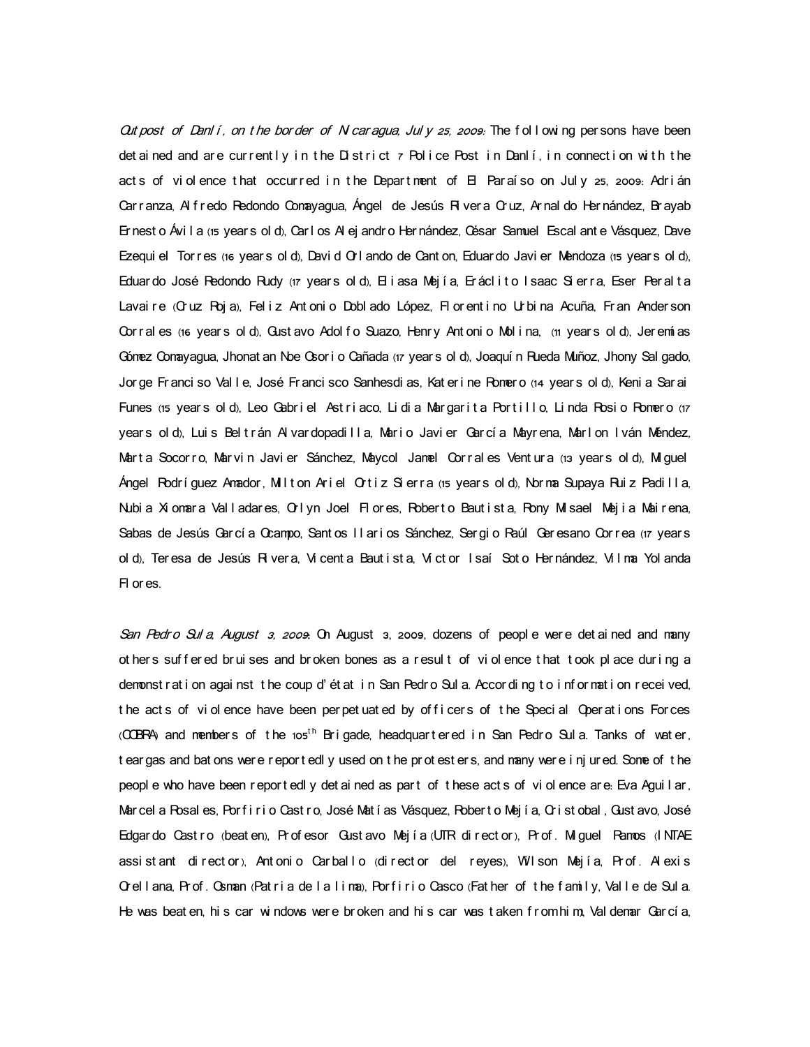*Outpost of Danlí, on the border of Nicaragua, July 25, 2009:* The following persons have been detained and are currently in the District 7 Police Post in Danlí, in connection with the acts of violence that occurred in the Department of El Paraíso on July 25, 2009: Adrián Carranza, Alfredo Redondo Comayagua, Ángel de Jesús Rivera Cruz, Arnaldo Hernández, Brayab Ernesto Ávila (15 years old), Carlos Alejandro Hernández, César Samuel Escalante Vásquez, Dave Ezequiel Torres (16 years old), David Orlando de Canton, Eduardo Javier Mendoza (15 years old), Eduardo José Redondo Rudy (17 years old), Eliasa Mejía, Eráclito Isaac Sierra, Eser Peralta Lavaire (Cruz Roja), Feliz Antonio Doblado López, Florentino Urbina Acuña, Fran Anderson Corrales (16 years old), Gustavo Adolfo Suazo, Henry Antonio Molina, (11 years old), Jeremías Gómez Comayagua, Jhonatan Noe Osorio Cañada (17 years old), Joaquín Rueda Muñoz, Jhony Salgado, Jorge Franciso Valle, José Francisco Sanhesdias, Katerine Romero (14 years old), Kenia Sarai Funes (15 years old), Leo Gabriel Astriaco, Lidia Margarita Portillo, Linda Rosio Romero (17 years old), Luis Beltrán Alvardopadilla, Mario Javier García Mayrena, Marlon Iván Méndez, Marta Socorro, Marvin Javier Sánchez, Maycol Jamel Corrales Ventura (13 years old), Miguel Ángel Rodríguez Amador, Milton Ariel Ortiz Sierra (15 years old), Norma Supaya Ruiz Padilla, Nubia Xiomara Valladares, Orlyn Joel Flores, Roberto Bautista, Rony Misael Mejia Mairena, Sabas de Jesús García Ocampo, Santos Ilarios Sánchez, Sergio Raúl Geresano Correa (17 years old), Teresa de Jesús Rivera, Vicenta Bautista, Victor Isaí Soto Hernández, Vilma Yolanda Flores.

*San Pedro Sula, August 3, 2009:* On August 3, 2009, dozens of people were detained and many others suffered bruises and broken bones as a result of violence that took place during a demonstration against the coup d'état in San Pedro Sula. According to information received, the acts of violence have been perpetuated by officers of the Special Operations Forces (COBRA) and members of the 105th Brigade, headquartered in San Pedro Sula. Tanks of water, teargas and batons were reportedly used on the protesters, and many were injured. Some of the people who have been reportedly detained as part of these acts of violence are: Eva Aguilar, Marcela Rosales, Porfirio Castro, José Matías Vásquez, Roberto Mejía, Cristobal, Gustavo, José Edgardo Castro (beaten), Profesor Gustavo Mejía (UTR director), Prof. Miguel Ramos (INTAE assistant director), Antonio Carballo (director del reyes), Wilson Mejía, Prof. Alexis Orellana, Prof. Osman (Patria de la lima), Porfirio Casco (Father of the family, Valle de Sula. He was beaten, his car windows were broken and his car was taken from him, Valdemar García,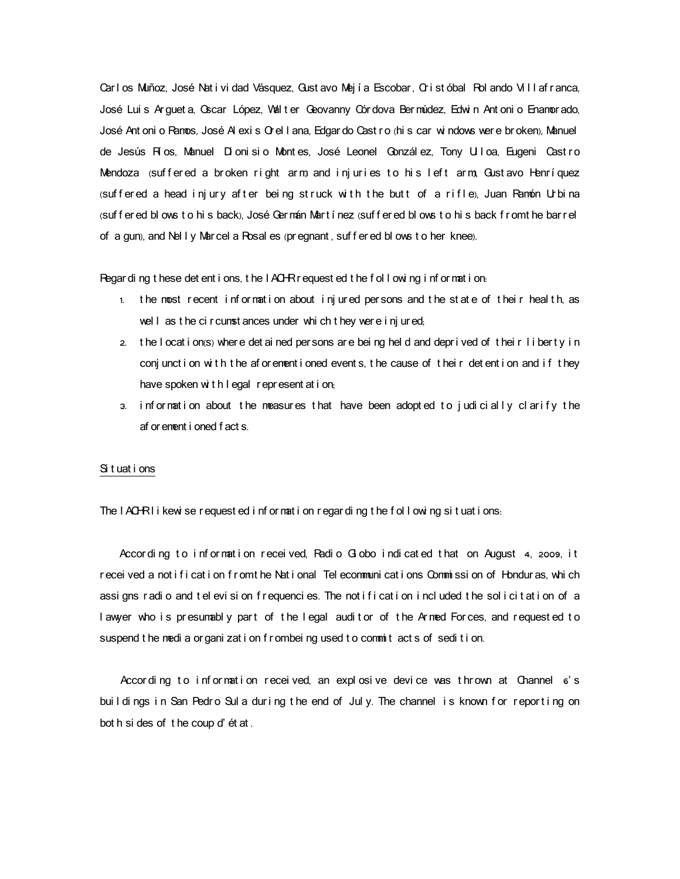Carlos Muñoz, José Natividad Vásquez, Gustavo Mejía Escobar, Cristóbal Rolando Villafranca, José Luis Argueta, Oscar López, Walter Geovanny Córdova Bermúdez, Edwin Antonio Enamorado, José Antonio Ramos, José Alexis Orellana, Edgardo Castro (his car windows were broken), Manuel de Jesús Ríos, Manuel Dionisio Montes, José Leonel González, Tony Ulloa, Eugeni Castro Mendoza (suffered a broken right arm and injuries to his left arm), Gustavo Henríquez (suffered a head injury after being struck with the butt of a rifle), Juan Ramón Urbina (suffered blows to his back), José Germán Martínez (suffered blows to his back from the barrel of a gun), and Nelly Marcela Rosales (pregnant, suffered blows to her knee).

Regarding these detentions, the IACHR requested the following information:

1. the most recent information about injured persons and the state of their health, as well as the circumstances under which they were injured;
2. the location(s) where detained persons are being held and deprived of their liberty in conjunction with the aforementioned events, the cause of their detention and if they have spoken with legal representation;
3. information about the measures that have been adopted to judicially clarify the aforementioned facts.

Situations

The IACHR likewise requested information regarding the following situations:

According to information received, Radio Globo indicated that on August 4, 2009, it received a notification from the National Telecommunications Commission of Honduras, which assigns radio and television frequencies. The notification included the solicitation of a lawyer who is presumably part of the legal auditor of the Armed Forces, and requested to suspend the media organization from being used to commit acts of sedition.

According to information received, an explosive device was thrown at Channel 6's buildings in San Pedro Sula during the end of July. The channel is known for reporting on both sides of the coup d'état.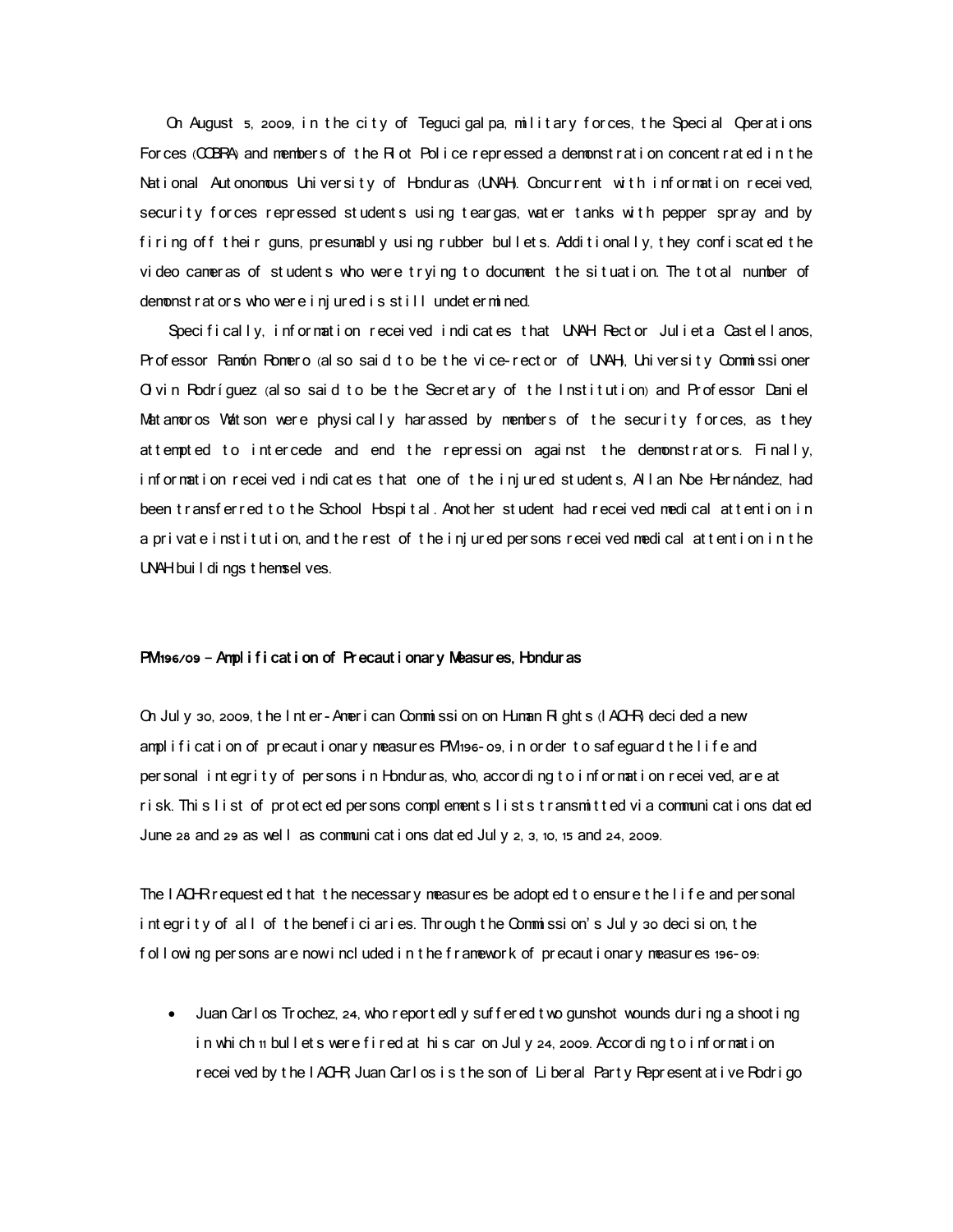On August 5, 2009, in the city of Tegucigalpa, military forces, the Special Operations Forces (COBRA) and members of the Riot Police repressed a demonstration concentrated in the National Autonomous University of Honduras (UNAH). Concurrent with information received, security forces repressed students using teargas, water tanks with pepper spray and by firing off their guns, presumably using rubber bullets. Additionally, they confiscated the video cameras of students who were trying to document the situation. The total number of demonstrators who were injured is still undetermined.

Specifically, information received indicates that UNAH Rector Julieta Castellanos, Professor Ramón Romero (also said to be the vice-rector of UNAH), University Commissioner Olvin Rodríguez (also said to be the Secretary of the Institution) and Professor Daniel Matamoros Watson were physically harassed by members of the security forces, as they attempted to intercede and end the repression against the demonstrators. Finally, information received indicates that one of the injured students, Allan Noe Hernández, had been transferred to the School Hospital. Another student had received medical attention in a private institution, and the rest of the injured persons received medical attention in the UNAH buildings themselves.

**PM196/09 – Amplification of Precautionary Measures, Honduras**

On July 30, 2009, the Inter-American Commission on Human Rights (IACHR) decided a new amplification of precautionary measures PM196-09, in order to safeguard the life and personal integrity of persons in Honduras, who, according to information received, are at risk. This list of protected persons complements lists transmitted via communications dated June 28 and 29 as well as communications dated July 2, 3, 10, 15 and 24, 2009.

The IACHR requested that the necessary measures be adopted to ensure the life and personal integrity of all of the beneficiaries. Through the Commission's July 30 decision, the following persons are now included in the framework of precautionary measures 196-09:

- Juan Carlos Trochez, 24, who reportedly suffered two gunshot wounds during a shooting in which 11 bullets were fired at his car on July 24, 2009. According to information received by the IACHR, Juan Carlos is the son of Liberal Party Representative Rodrigo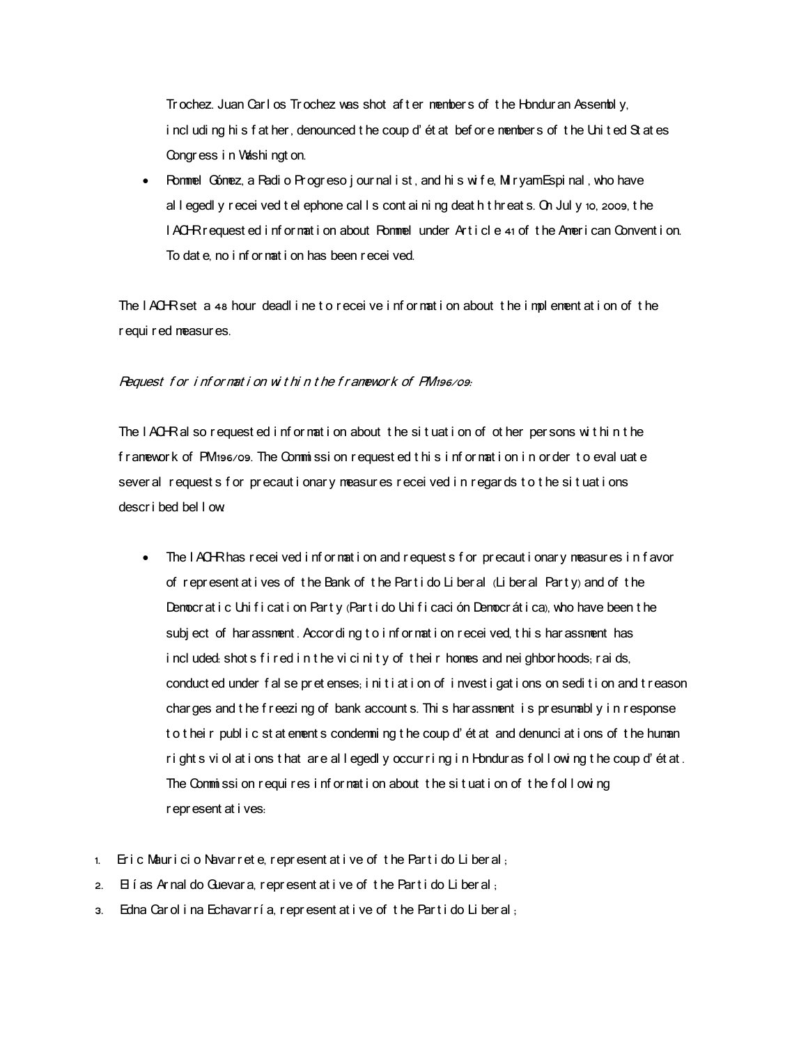Trochez. Juan Carlos Trochez was shot after members of the Honduran Assembly, including his father, denounced the coup d'état before members of the United States Congress in Washington.

- Rommel Gómez, a Radio Progreso journalist, and his wife, Miryam Espinal, who have allegedly received telephone calls containing death threats. On July 10, 2009, the IACHR requested information about Rommel under Article 41 of the American Convention. To date, no information has been received.

The IACHR set a 48 hour deadline to receive information about the implementation of the required measures.

*Request for information within the framework of PM196/09:*

The IACHR also requested information about the situation of other persons within the framework of PM196/09. The Commission requested this information in order to evaluate several requests for precautionary measures received in regards to the situations described bellow:

- The IACHR has received information and requests for precautionary measures in favor of representatives of the Bank of the Partido Liberal (Liberal Party) and of the Democratic Unification Party (Partido Unificación Democrática), who have been the subject of harassment. According to information received, this harassment has included: shots fired in the vicinity of their homes and neighborhoods; raids, conducted under false pretenses; initiation of investigations on sedition and treason charges and the freezing of bank accounts. This harassment is presumably in response to their public statements condemning the coup d'état and denunciations of the human rights violations that are allegedly occurring in Honduras following the coup d'état. The Commission requires information about the situation of the following representatives:

1. Eric Mauricio Navarrete, representative of the Partido Liberal;
2. Elías Arnaldo Guevara, representative of the Partido Liberal;
3. Edna Carolina Echavarría, representative of the Partido Liberal;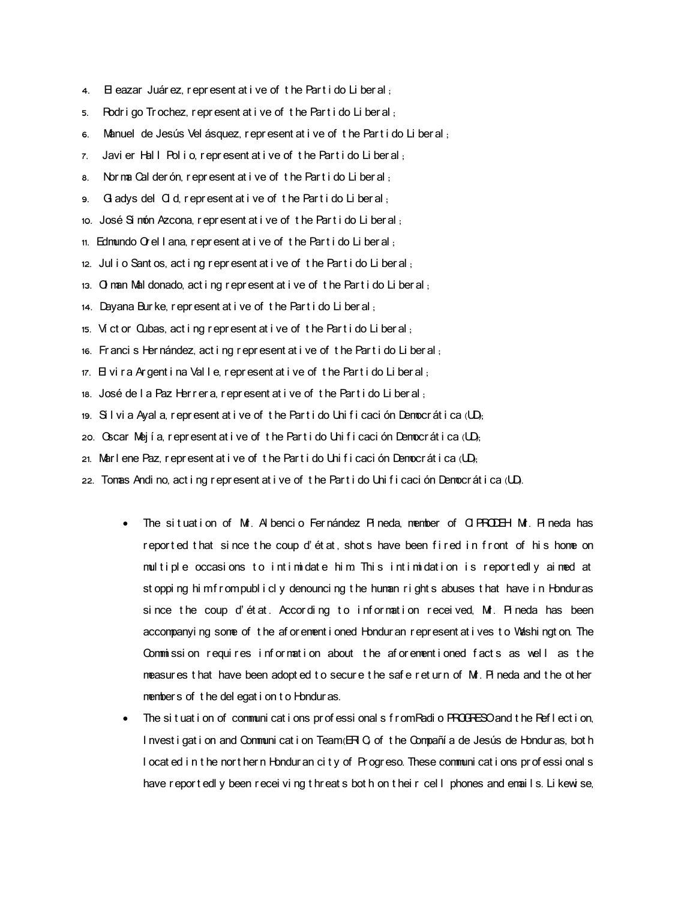4. Eleazar Juárez, representative of the Partido Liberal;
5. Rodrigo Trochez, representative of the Partido Liberal;
6. Manuel de Jesús Velásquez, representative of the Partido Liberal;
7. Javier Hall Polio, representative of the Partido Liberal;
8. Norma Calderón, representative of the Partido Liberal;
9. Gladys del Cid, representative of the Partido Liberal;
10. José Simón Azcona, representative of the Partido Liberal;
11. Edmundo Orellana, representative of the Partido Liberal;
12. Julio Santos, acting representative of the Partido Liberal;
13. Olman Maldonado, acting representative of the Partido Liberal;
14. Dayana Burke, representative of the Partido Liberal;
15. Víctor Cubas, acting representative of the Partido Liberal;
16. Francis Hernández, acting representative of the Partido Liberal;
17. Elvira Argentina Valle, representative of the Partido Liberal;
18. José de la Paz Herrera, representative of the Partido Liberal;
19. Silvia Ayala, representative of the Partido Unificación Democrática (UD);
20. Oscar Mejía, representative of the Partido Unificación Democrática (UD);
21. Marlene Paz, representative of the Partido Unificación Democrática (UD);
22. Tomas Andino, acting representative of the Partido Unificación Democrática (UD).

- The situation of Mr. Albencio Fernández Pineda, member of CIPRODEH. Mr. Pineda has reported that since the coup d'état, shots have been fired in front of his home on multiple occasions to intimidate him. This intimidation is reportedly aimed at stopping him from publicly denouncing the human rights abuses that have in Honduras since the coup d'état. According to information received, Mr. Pineda has been accompanying some of the aforementioned Honduran representatives to Washington. The Commission requires information about the aforementioned facts as well as the measures that have been adopted to secure the safe return of Mr. Pineda and the other members of the delegation to Honduras.
- The situation of communications professionals from Radio PROGRESO and the Reflection, Investigation and Communication Team (ERIC), of the Compañía de Jesús de Honduras, both located in the northern Honduran city of Progreso. These communications professionals have reportedly been receiving threats both on their cell phones and emails. Likewise,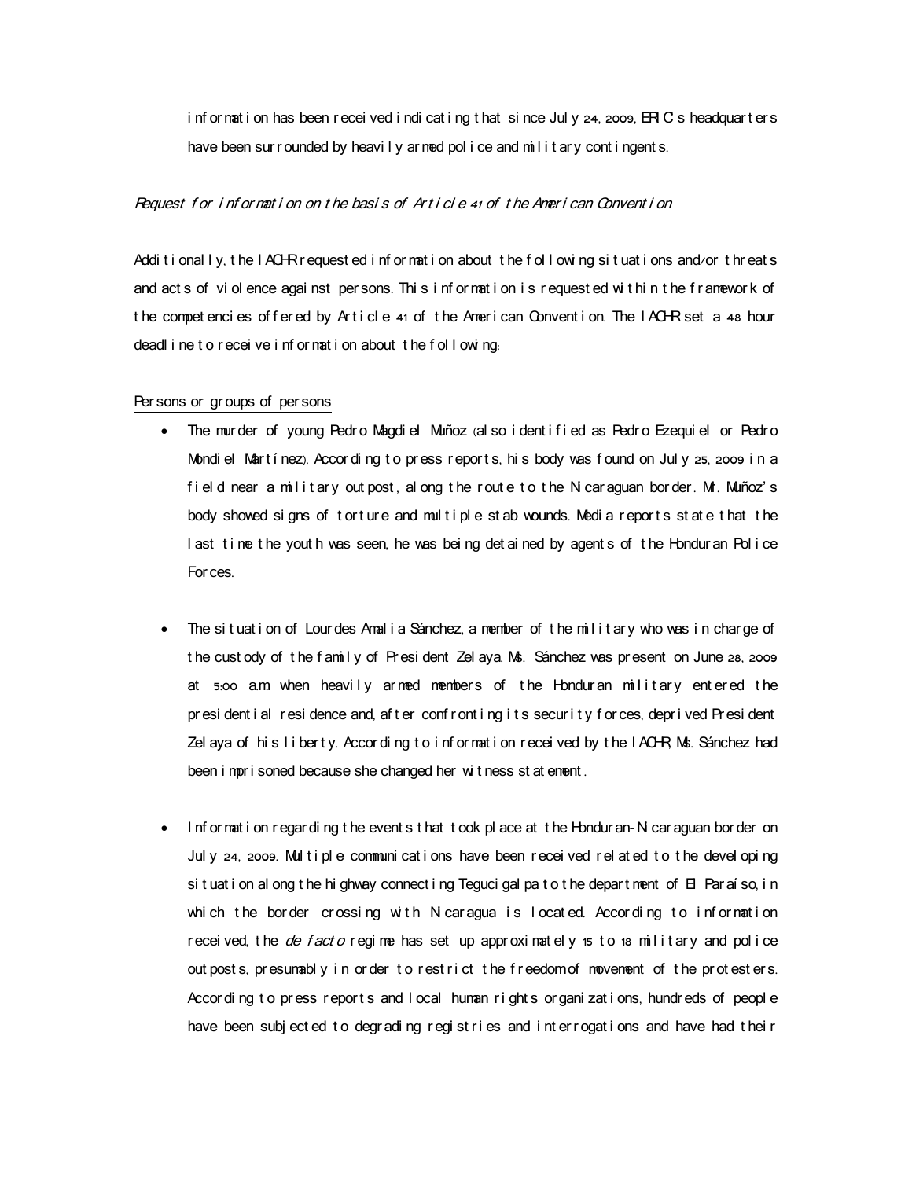information has been received indicating that since July 24, 2009, ERIC's headquarters have been surrounded by heavily armed police and military contingents.

*Request for information on the basis of Article 41 of the American Convention*

Additionally, the IACHR requested information about the following situations and/or threats and acts of violence against persons. This information is requested within the framework of the competencies offered by Article 41 of the American Convention. The IACHR set a 48 hour deadline to receive information about the following:

Persons or groups of persons

- The murder of young Pedro Magdiel Muñoz (also identified as Pedro Ezequiel or Pedro Mondiel Martínez). According to press reports, his body was found on July 25, 2009 in a field near a military outpost, along the route to the Nicaraguan border. Mr. Muñoz's body showed signs of torture and multiple stab wounds. Media reports state that the last time the youth was seen, he was being detained by agents of the Honduran Police Forces.

- The situation of Lourdes Amalia Sánchez, a member of the military who was in charge of the custody of the family of President Zelaya. Ms. Sánchez was present on June 28, 2009 at 5:00 a.m. when heavily armed members of the Honduran military entered the presidential residence and, after confronting its security forces, deprived President Zelaya of his liberty. According to information received by the IACHR, Ms. Sánchez had been imprisoned because she changed her witness statement.

- Information regarding the events that took place at the Honduran-Nicaraguan border on July 24, 2009. Multiple communications have been received related to the developing situation along the highway connecting Tegucigalpa to the department of El Paraíso, in which the border crossing with Nicaragua is located. According to information received, the *de facto* regime has set up approximately 15 to 18 military and police outposts, presumably in order to restrict the freedom of movement of the protesters. According to press reports and local human rights organizations, hundreds of people have been subjected to degrading registries and interrogations and have had their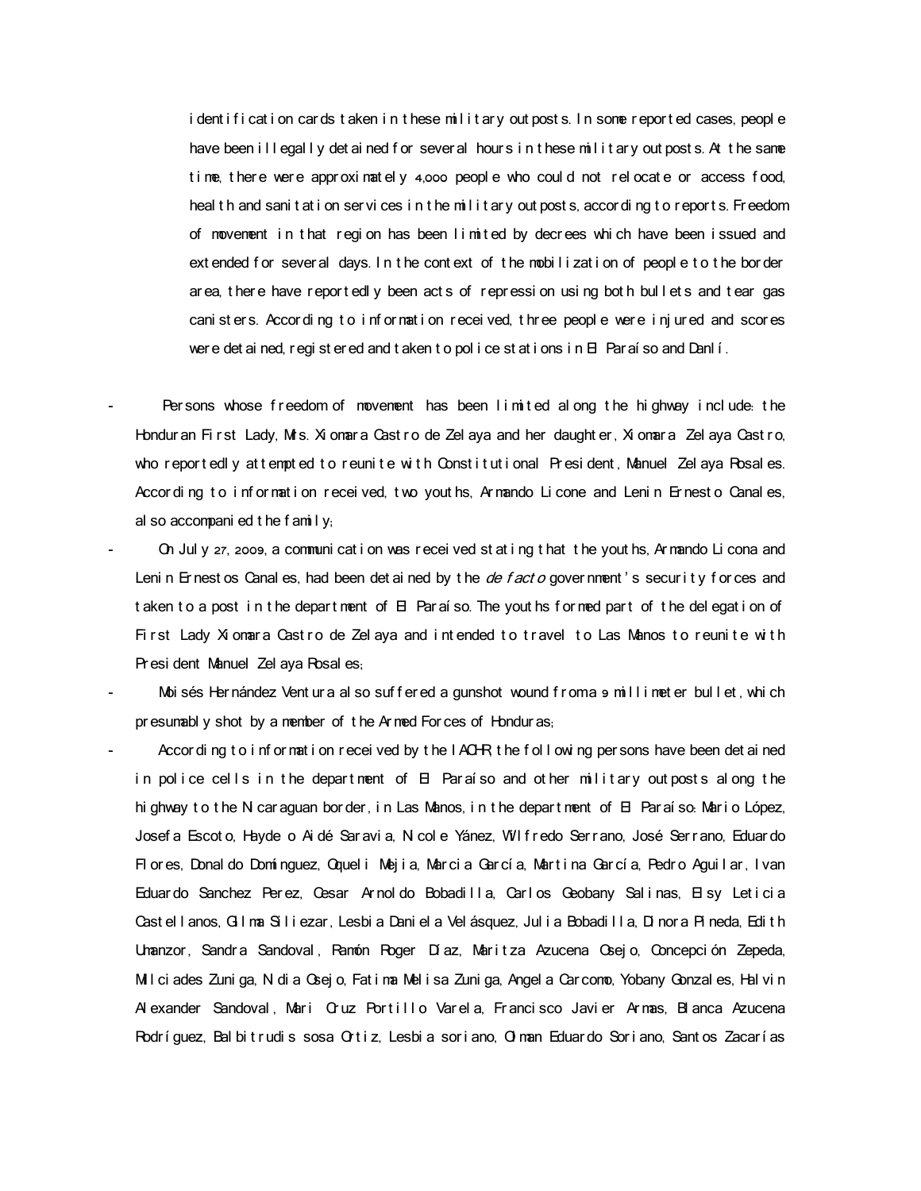identification cards taken in these military outposts. In some reported cases, people have been illegally detained for several hours in these military outposts. At the same time, there were approximately 4,000 people who could not relocate or access food, health and sanitation services in the military outposts, according to reports. Freedom of movement in that region has been limited by decrees which have been issued and extended for several days. In the context of the mobilization of people to the border area, there have reportedly been acts of repression using both bullets and tear gas canisters. According to information received, three people were injured and scores were detained, registered and taken to police stations in El Paraíso and Danlí.

- Persons whose freedom of movement has been limited along the highway include: the Honduran First Lady, Mrs. Xiomara Castro de Zelaya and her daughter, Xiomara Zelaya Castro, who reportedly attempted to reunite with Constitutional President, Manuel Zelaya Rosales. According to information received, two youths, Armando Licone and Lenin Ernesto Canales, also accompanied the family;
- On July 27, 2009, a communication was received stating that the youths, Armando Licona and Lenin Ernestos Canales, had been detained by the *de facto* government's security forces and taken to a post in the department of El Paraíso. The youths formed part of the delegation of First Lady Xiomara Castro de Zelaya and intended to travel to Las Manos to reunite with President Manuel Zelaya Rosales;
- Moisés Hernández Ventura also suffered a gunshot wound from a 9 millimeter bullet, which presumably shot by a member of the Armed Forces of Honduras;
- According to information received by the IACHR, the following persons have been detained in police cells in the department of El Paraíso and other military outposts along the highway to the Nicaraguan border, in Las Manos, in the department of El Paraíso: Mario López, Josefa Escoto, Hayde o Aidé Saravia, Nicole Yánez, Wilfredo Serrano, José Serrano, Eduardo Flores, Donaldo Domínguez, Oqueli Mejia, Marcia García, Martina García, Pedro Aguilar, Ivan Eduardo Sanchez Perez, Cesar Arnoldo Bobadilla, Carlos Geobany Salinas, Elsy Leticia Castellanos, Gilma Siliezar, Lesbia Daniela Velásquez, Julia Bobadilla, Dinora Pineda, Edith Umanzor, Sandra Sandoval, Ramón Roger Díaz, Maritza Azucena Osejo, Concepción Zepeda, Milciades Zuniga, Nidia Osejo, Fatima Melisa Zuniga, Angela Carcomo, Yobany Gonzales, Halvin Alexander Sandoval, Mari Cruz Portillo Varela, Francisco Javier Armas, Blanca Azucena Rodríguez, Balbitrudis sosa Ortiz, Lesbia soriano, Olman Eduardo Soriano, Santos Zacarías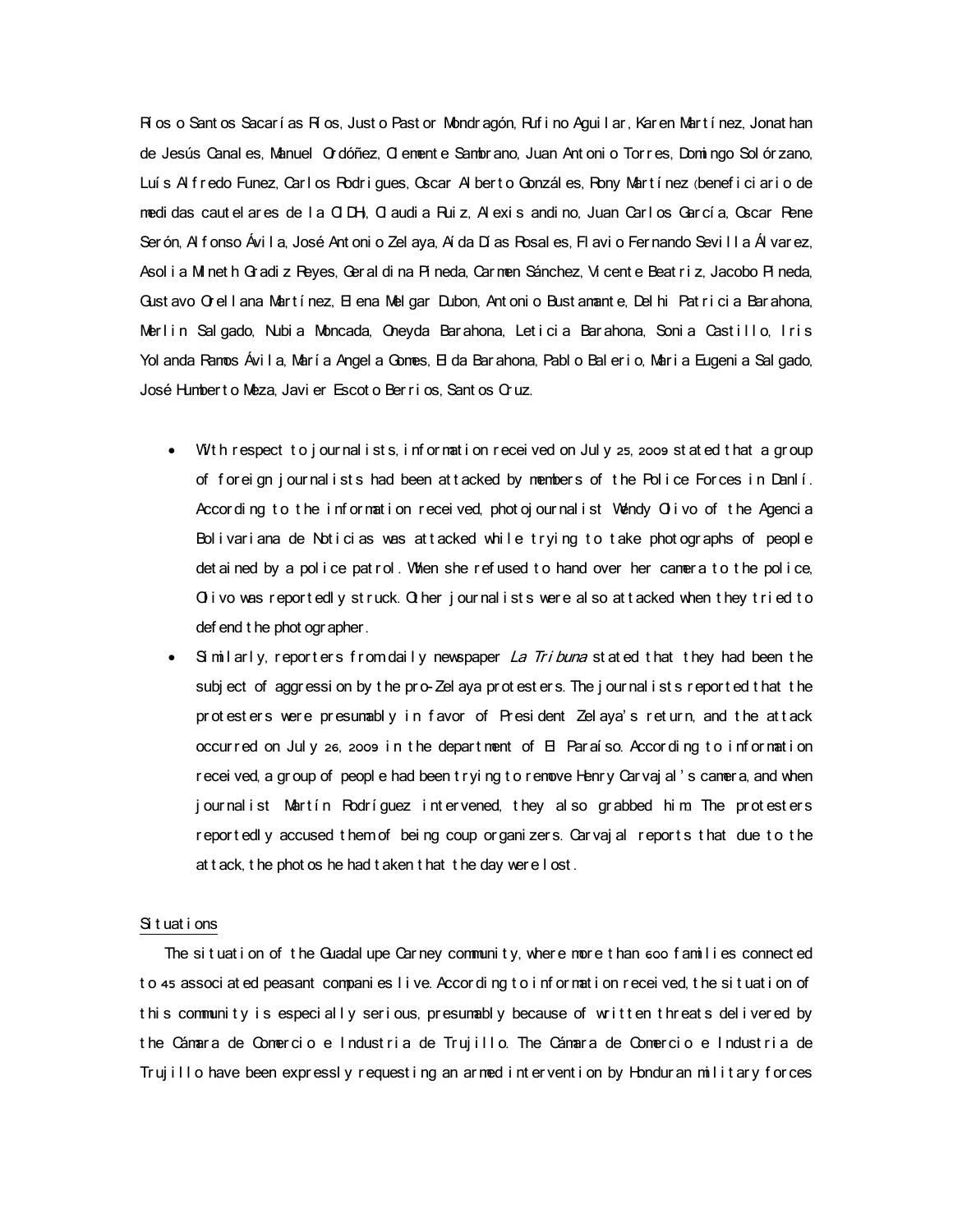Ríos o Santos Sacarías Ríos, Justo Pastor Mondragón, Rufino Aguilar, Karen Martínez, Jonathan de Jesús Canales, Manuel Ordóñez, Clemente Sambrano, Juan Antonio Torres, Domingo Solórzano, Luís Alfredo Funez, Carlos Rodrigues, Oscar Alberto Gonzáles, Rony Martínez (beneficiario de medidas cautelares de la CIDH), Claudia Ruiz, Alexis andino, Juan Carlos García, Oscar Rene Serón, Alfonso Ávila, José Antonio Zelaya, Aída Dias Rosales, Flavio Fernando Sevilla Álvarez, Asolia Mineth Gradiz Reyes, Geraldina Pineda, Carmen Sánchez, Vicente Beatriz, Jacobo Pineda, Gustavo Orellana Martínez, Elena Melgar Dubon, Antonio Bustamante, Delhi Patricia Barahona, Merlin Salgado, Nubia Moncada, Oneyda Barahona, Leticia Barahona, Sonia Castillo, Iris Yolanda Ramos Ávila, María Angela Gomes, Elda Barahona, Pablo Balerio, Maria Eugenia Salgado, José Humberto Meza, Javier Escoto Berrios, Santos Cruz.

- With respect to journalists, information received on July 25, 2009 stated that a group of foreign journalists had been attacked by members of the Police Forces in Danlí. According to the information received, photojournalist Wendy Olivo of the Agencia Bolivariana de Noticias was attacked while trying to take photographs of people detained by a police patrol. When she refused to hand over her camera to the police, Olivo was reportedly struck. Other journalists were also attacked when they tried to defend the photographer.
- Similarly, reporters from daily newspaper *La Tribuna* stated that they had been the subject of aggression by the pro-Zelaya protesters. The journalists reported that the protesters were presumably in favor of President Zelaya's return, and the attack occurred on July 26, 2009 in the department of El Paraíso. According to information received, a group of people had been trying to remove Henry Carvajal's camera, and when journalist Martín Rodríguez intervened, they also grabbed him. The protesters reportedly accused them of being coup organizers. Carvajal reports that due to the attack, the photos he had taken that the day were lost.

Situations

The situation of the Guadalupe Carney community, where more than 600 families connected to 45 associated peasant companies live. According to information received, the situation of this community is especially serious, presumably because of written threats delivered by the Cámara de Comercio e Industria de Trujillo. The Cámara de Comercio e Industria de Trujillo have been expressly requesting an armed intervention by Honduran military forces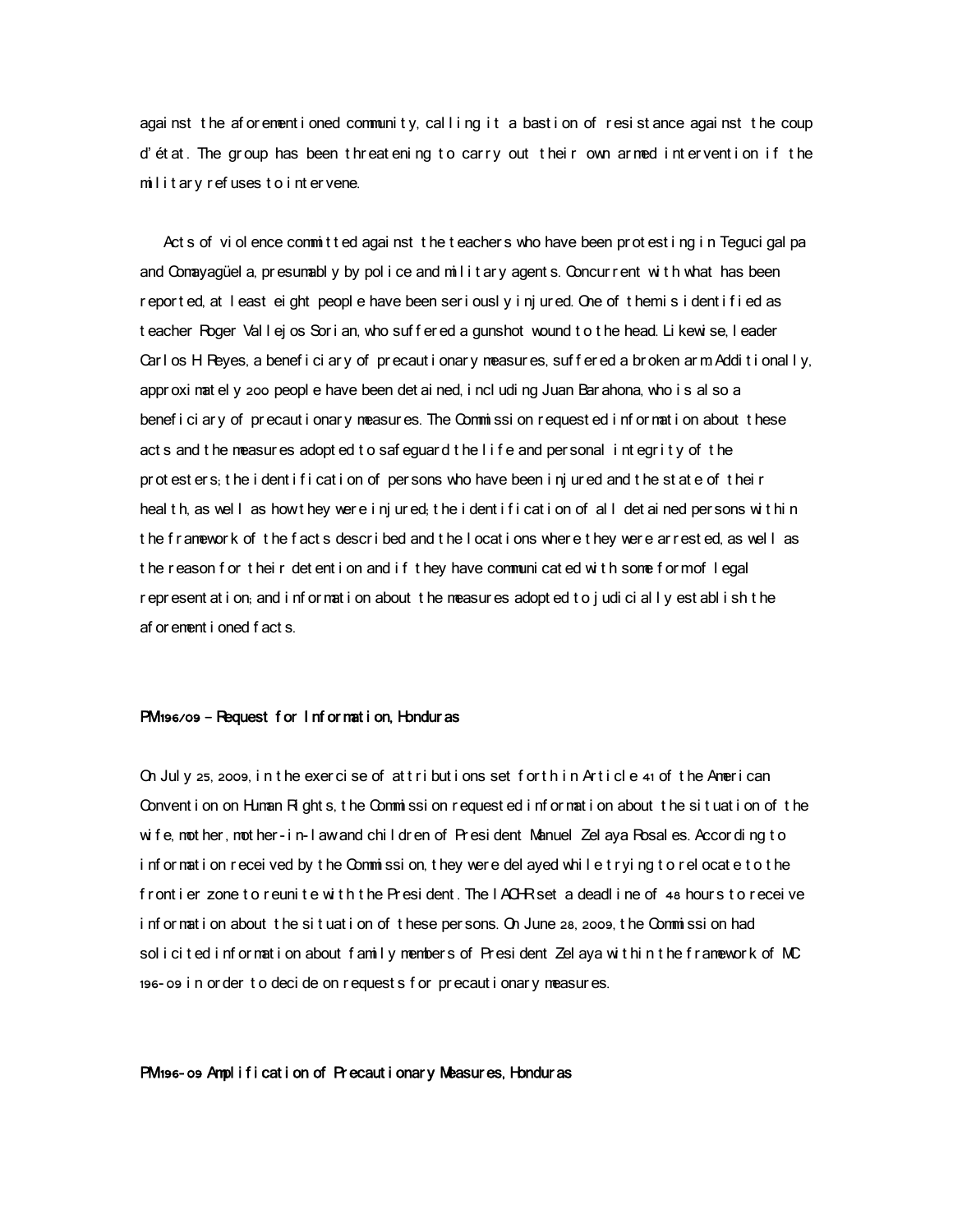against the aforementioned community, calling it a bastion of resistance against the coup d'état. The group has been threatening to carry out their own armed intervention if the military refuses to intervene.

Acts of violence committed against the teachers who have been protesting in Tegucigalpa and Comayagüela, presumably by police and military agents. Concurrent with what has been reported, at least eight people have been seriously injured. One of them is identified as teacher Roger Vallejos Sorian, who suffered a gunshot wound to the head. Likewise, leader Carlos H Reyes, a beneficiary of precautionary measures, suffered a broken arm. Additionally, approximately 200 people have been detained, including Juan Barahona, who is also a beneficiary of precautionary measures. The Commission requested information about these acts and the measures adopted to safeguard the life and personal integrity of the protesters; the identification of persons who have been injured and the state of their health, as well as how they were injured; the identification of all detained persons within the framework of the facts described and the locations where they were arrested, as well as the reason for their detention and if they have communicated with some form of legal representation; and information about the measures adopted to judicially establish the aforementioned facts.

**PM 196/09 – Request for Information, Honduras**

On July 25, 2009, in the exercise of attributions set forth in Article 41 of the American Convention on Human Rights, the Commission requested information about the situation of the wife, mother, mother-in-law and children of President Manuel Zelaya Rosales. According to information received by the Commission, they were delayed while trying to relocate to the frontier zone to reunite with the President. The IACHR set a deadline of 48 hours to receive information about the situation of these persons. On June 28, 2009, the Commission had solicited information about family members of President Zelaya within the framework of MC 196-09 in order to decide on requests for precautionary measures.

**PM 196-09 Amplification of Precautionary Measures, Honduras**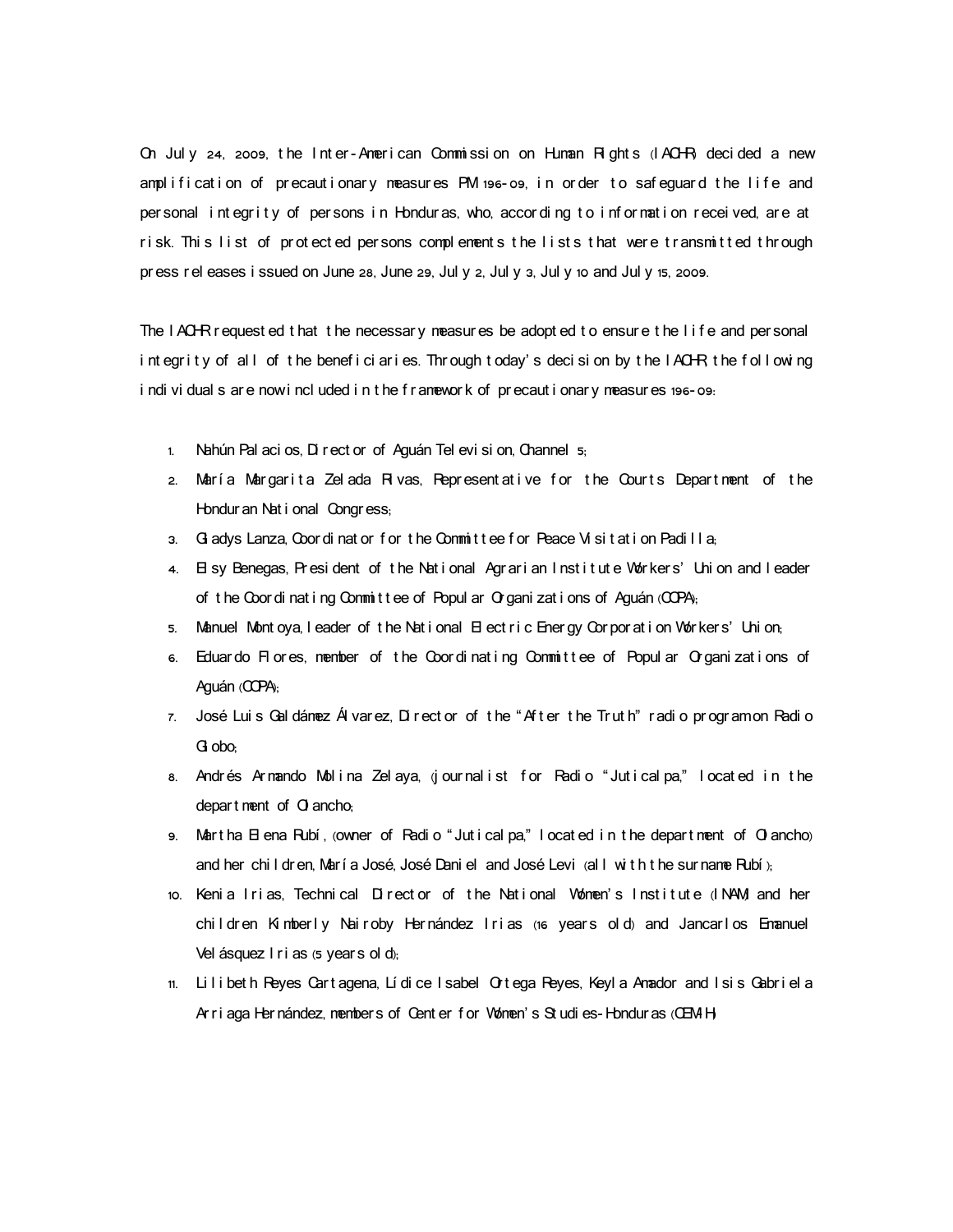On July 24, 2009, the Inter-American Commission on Human Rights (IACHR) decided a new amplification of precautionary measures PM 196-09, in order to safeguard the life and personal integrity of persons in Honduras, who, according to information received, are at risk. This list of protected persons complements the lists that were transmitted through press releases issued on June 28, June 29, July 2, July 3, July 10 and July 15, 2009.

The IACHR requested that the necessary measures be adopted to ensure the life and personal integrity of all of the beneficiaries. Through today's decision by the IACHR, the following individuals are now included in the framework of precautionary measures 196-09:

1. Nahún Palacios, Director of Aguán Television, Channel 5;
2. María Margarita Zelada Rivas, Representative for the Courts Department of the Honduran National Congress;
3. Gladys Lanza, Coordinator for the Committee for Peace Visitation Padilla;
4. Elsy Benegas, President of the National Agrarian Institute Workers' Union and leader of the Coordinating Committee of Popular Organizations of Aguán (COPA);
5. Manuel Montoya, leader of the National Electric Energy Corporation Workers' Union;
6. Eduardo Flores, member of the Coordinating Committee of Popular Organizations of Aguán (COPA);
7. José Luis Galdámez Álvarez, Director of the "After the Truth" radio program on Radio Globo;
8. Andrés Armando Molina Zelaya, (journalist for Radio "Juticalpa," located in the department of Olancho;
9. Martha Elena Rubí, (owner of Radio "Juticalpa," located in the department of Olancho) and her children, María José, José Daniel and José Levi (all with the surname Rubí);
10. Kenia Irias, Technical Director of the National Women's Institute (INAM) and her children Kimberly Nairoby Hernández Irias (16 years old) and Jancarlos Emanuel Velásquez Irias (5 years old);
11. Lilibeth Reyes Cartagena, Lídice Isabel Ortega Reyes, Keyla Amador and Isis Gabriela Arriaga Hernández, members of Center for Women's Studies-Honduras (CEM-H)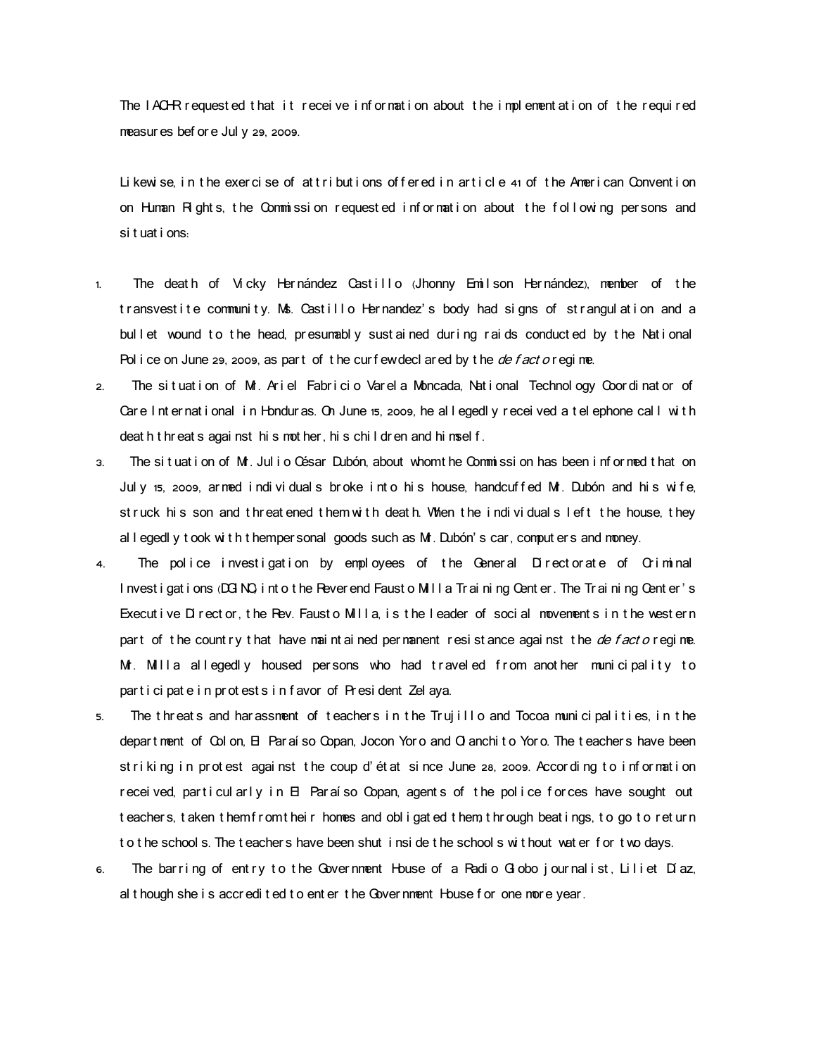The IACHR requested that it receive information about the implementation of the required measures before July 29, 2009.

Likewise, in the exercise of attributions offered in article 41 of the American Convention on Human Rights, the Commission requested information about the following persons and situations:

1. The death of Vicky Hernández Castillo (Jhonny Emilson Hernández), member of the transvestite community. Ms. Castillo Hernandez's body had signs of strangulation and a bullet wound to the head, presumably sustained during raids conducted by the National Police on June 29, 2009, as part of the curfew declared by the *de facto* regime.
2. The situation of Mr. Ariel Fabricio Varela Moncada, National Technology Coordinator of Care International in Honduras. On June 15, 2009, he allegedly received a telephone call with death threats against his mother, his children and himself.
3. The situation of Mr. Julio César Dubón, about whom the Commission has been informed that on July 15, 2009, armed individuals broke into his house, handcuffed Mr. Dubón and his wife, struck his son and threatened them with death. When the individuals left the house, they allegedly took with them personal goods such as Mr. Dubón's car, computers and money.
4. The police investigation by employees of the General Directorate of Criminal Investigations (DGIC) into the Reverend Fausto Milla Training Center. The Training Center's Executive Director, the Rev. Fausto Milla, is the leader of social movements in the western part of the country that have maintained permanent resistance against the *de facto* regime. Mr. Milla allegedly housed persons who had traveled from another municipality to participate in protests in favor of President Zelaya.
5. The threats and harassment of teachers in the Trujillo and Tocoa municipalities, in the department of Colon, El Paraíso Copan, Jocon Yoro and Olanchito Yoro. The teachers have been striking in protest against the coup d'état since June 28, 2009. According to information received, particularly in El Paraíso Copan, agents of the police forces have sought out teachers, taken them from their homes and obligated them, through beatings, to go to return to the schools. The teachers have been shut inside the schools without water for two days.
6. The barring of entry to the Government House of a Radio Globo journalist, Liliet Diaz, although she is accredited to enter the Government House for one more year.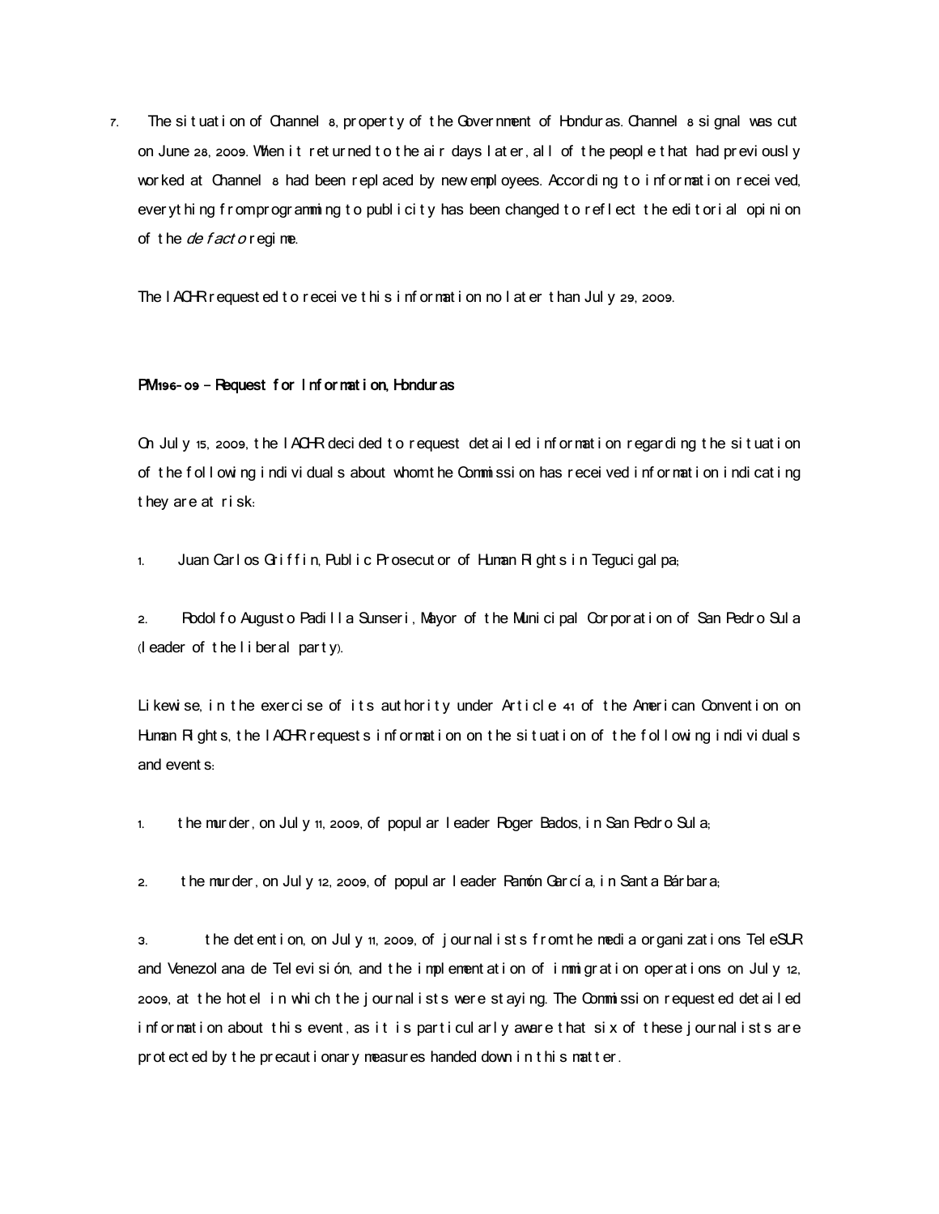7. The situation of Channel 8, property of the Government of Honduras. Channel 8 signal was cut on June 28, 2009. When it returned to the air days later, all of the people that had previously worked at Channel 8 had been replaced by new employees. According to information received, everything from programming to publicity has been changed to reflect the editorial opinion of the *de facto* regime.

The IACHR requested to receive this information no later than July 29, 2009.

**PM 196-09 – Request for Information, Honduras**

On July 15, 2009, the IACHR decided to request detailed information regarding the situation of the following individuals about whom the Commission has received information indicating they are at risk:

1. Juan Carlos Griffin, Public Prosecutor of Human Rights in Tegucigalpa;

2. Rodolfo Augusto Padilla Sunseri, Mayor of the Municipal Corporation of San Pedro Sula (leader of the liberal party).

Likewise, in the exercise of its authority under Article 41 of the American Convention on Human Rights, the IACHR requests information on the situation of the following individuals and events:

1. the murder, on July 11, 2009, of popular leader Roger Bados, in San Pedro Sula;

2. the murder, on July 12, 2009, of popular leader Ramón García, in Santa Bárbara;

3. the detention, on July 11, 2009, of journalists from the media organizations TeleSUR and Venezolana de Televisión, and the implementation of immigration operations on July 12, 2009, at the hotel in which the journalists were staying. The Commission requested detailed information about this event, as it is particularly aware that six of these journalists are protected by the precautionary measures handed down in this matter.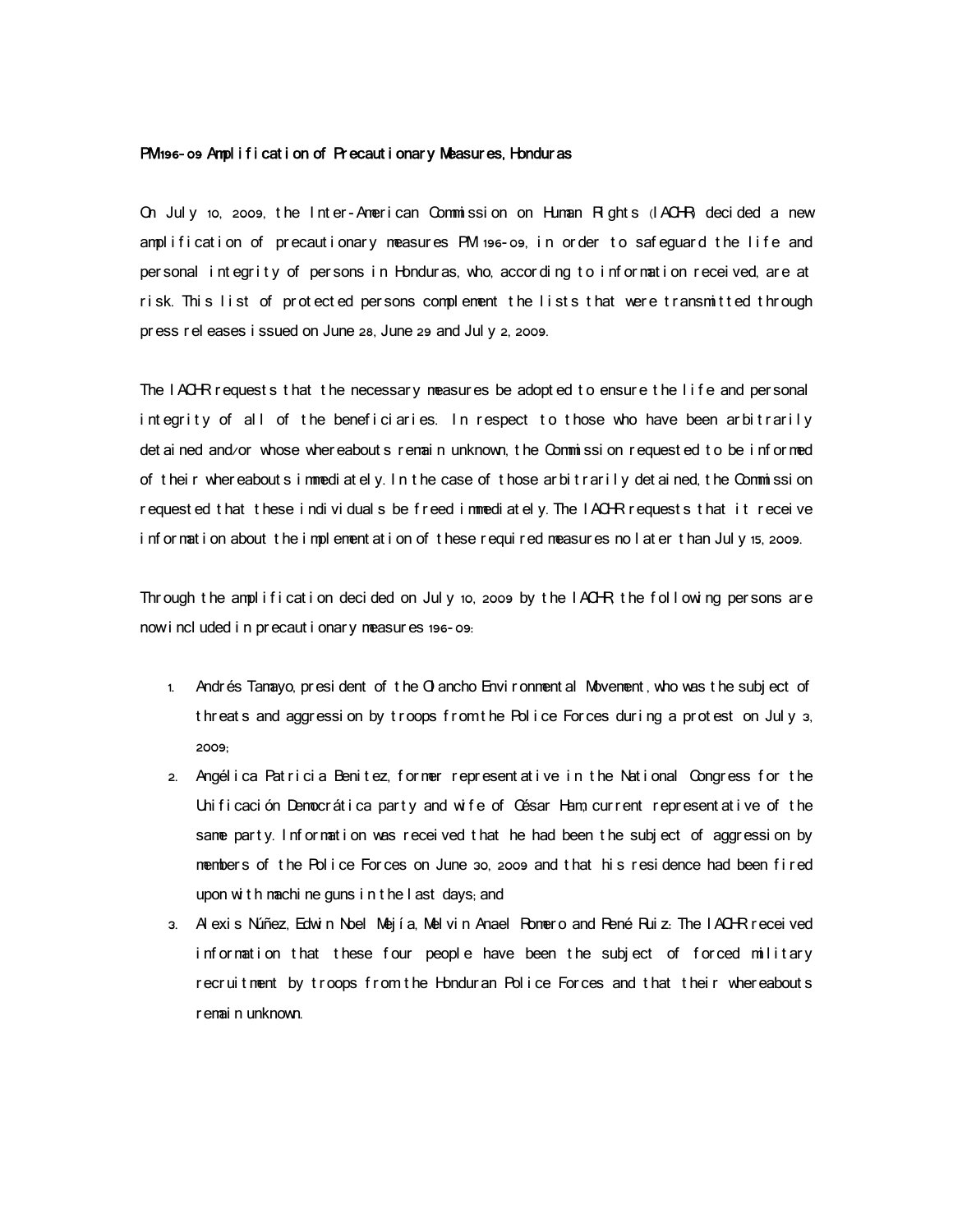**PM196-09 Amplification of Precautionary Measures, Honduras**

On July 10, 2009, the Inter-American Commission on Human Rights (IACHR) decided a new amplification of precautionary measures PM 196-09, in order to safeguard the life and personal integrity of persons in Honduras, who, according to information received, are at risk. This list of protected persons complement the lists that were transmitted through press releases issued on June 28, June 29 and July 2, 2009.

The IACHR requests that the necessary measures be adopted to ensure the life and personal integrity of all of the beneficiaries. In respect to those who have been arbitrarily detained and/or whose whereabouts remain unknown, the Commission requested to be informed of their whereabouts immediately. In the case of those arbitrarily detained, the Commission requested that these individuals be freed immediately. The IACHR requests that it receive information about the implementation of these required measures no later than July 15, 2009.

Through the amplification decided on July 10, 2009 by the IACHR, the following persons are now included in precautionary measures 196-09:

1. Andrés Tamayo, president of the Olancho Environmental Movement, who was the subject of threats and aggression by troops from the Police Forces during a protest on July 3, 2009;
2. Angélica Patricia Benitez, former representative in the National Congress for the Unificación Democrática party and wife of César Ham, current representative of the same party. Information was received that he had been the subject of aggression by members of the Police Forces on June 30, 2009 and that his residence had been fired upon with machine guns in the last days; and
3. Alexis Núñez, Edwin Noel Mejía, Melvin Anael Romero and René Ruiz: The IACHR received information that these four people have been the subject of forced military recruitment by troops from the Honduran Police Forces and that their whereabouts remain unknown.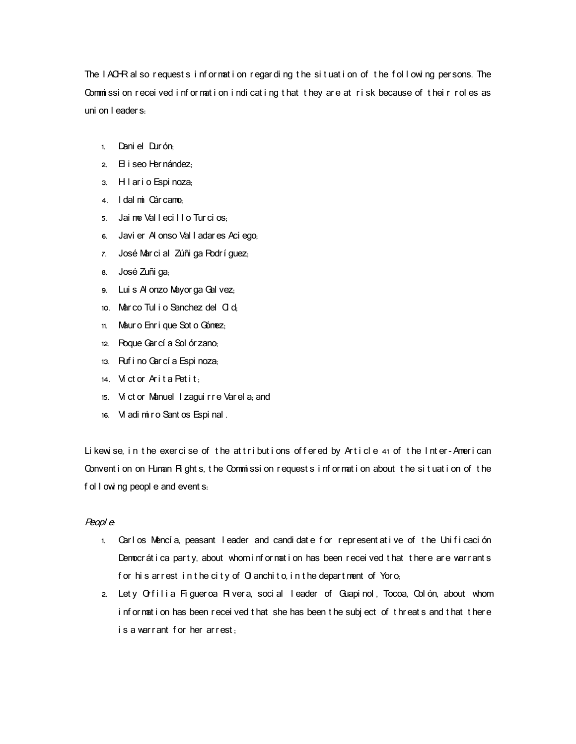The IACHR also requests information regarding the situation of the following persons. The Commission received information indicating that they are at risk because of their roles as union leaders:

1. Daniel Durón;
2. Eliseo Hernández;
3. Hilario Espinoza;
4. Idalmi Cárcamo;
5. Jaime Vallecillo Turcios;
6. Javier Alonso Valladares Aciego;
7. José Marcial Zúñiga Rodríguez;
8. José Zuñiga;
9. Luis Alonzo Mayorga Galvez;
10. Marco Tulio Sanchez del Cid;
11. Mauro Enrique Soto Gómez;
12. Roque García Solórzano;
13. Rufino García Espinoza;
14. Victor Arita Petit;
15. Victor Manuel Izaguirre Varela; and
16. Vladimiro Santos Espinal.

Likewise, in the exercise of the attributions offered by Article 41 of the Inter-American Convention on Human Rights, the Commission requests information about the situation of the following people and events:

*People*:

1. Carlos Mencía, peasant leader and candidate for representative of the Unificación Democrática party, about whom information has been received that there are warrants for his arrest in the city of Olanchito, in the department of Yoro;
2. Lety Orfilia Figueroa Rivera, social leader of Guapinol, Tocoa, Colón, about whom information has been received that she has been the subject of threats and that there is a warrant for her arrest;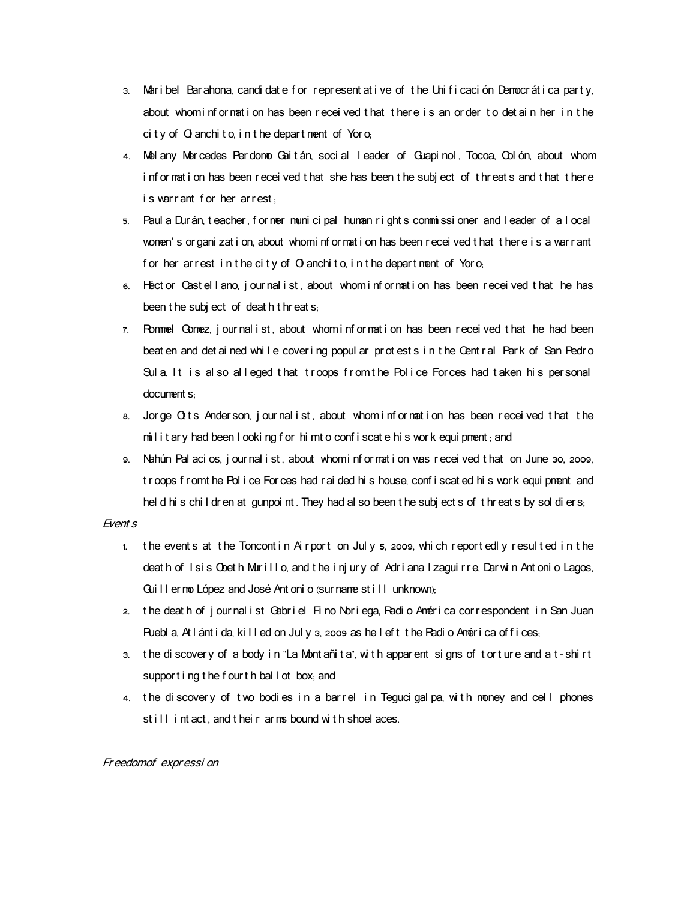3. Maribel Barahona, candidate for representative of the Unificación Democrática party, about whom information has been received that there is an order to detain her in the city of Olanchito, in the department of Yoro;
4. Melany Mercedes Perdomo Gaitán, social leader of Guapinol, Tocoa, Colón, about whom information has been received that she has been the subject of threats and that there is warrant for her arrest;
5. Paula Durán, teacher, former municipal human rights commissioner and leader of a local women's organization, about whom information has been received that there is a warrant for her arrest in the city of Olanchito, in the department of Yoro;
6. Héctor Castellano, journalist, about whom information has been received that he has been the subject of death threats;
7. Rommel Gomez, journalist, about whom information has been received that he had been beaten and detained while covering popular protests in the Central Park of San Pedro Sula. It is also alleged that troops from the Police Forces had taken his personal documents;
8. Jorge Otts Anderson, journalist, about whom information has been received that the military had been looking for him to confiscate his work equipment; and
9. Nahún Palacios, journalist, about whom information was received that on June 30, 2009, troops from the Police Forces had raided his house, confiscated his work equipment and held his children at gunpoint. They had also been the subjects of threats by soldiers;

*Events*

1. the events at the Toncontin Airport on July 5, 2009, which reportedly resulted in the death of Isis Obeth Murillo, and the injury of Adriana Izaguirre, Darwin Antonio Lagos, Guillermo López and José Antonio (surname still unknown);
2. the death of journalist Gabriel Fino Noriega, Radio América correspondent in San Juan Puebla, Atlántida, killed on July 3, 2009 as he left the Radio América offices;
3. the discovery of a body in "La Montañita", with apparent signs of torture and a t-shirt supporting the fourth ballot box; and
4. the discovery of two bodies in a barrel in Tegucigalpa, with money and cell phones still intact, and their arms bound with shoelaces.

*Freedom of expression*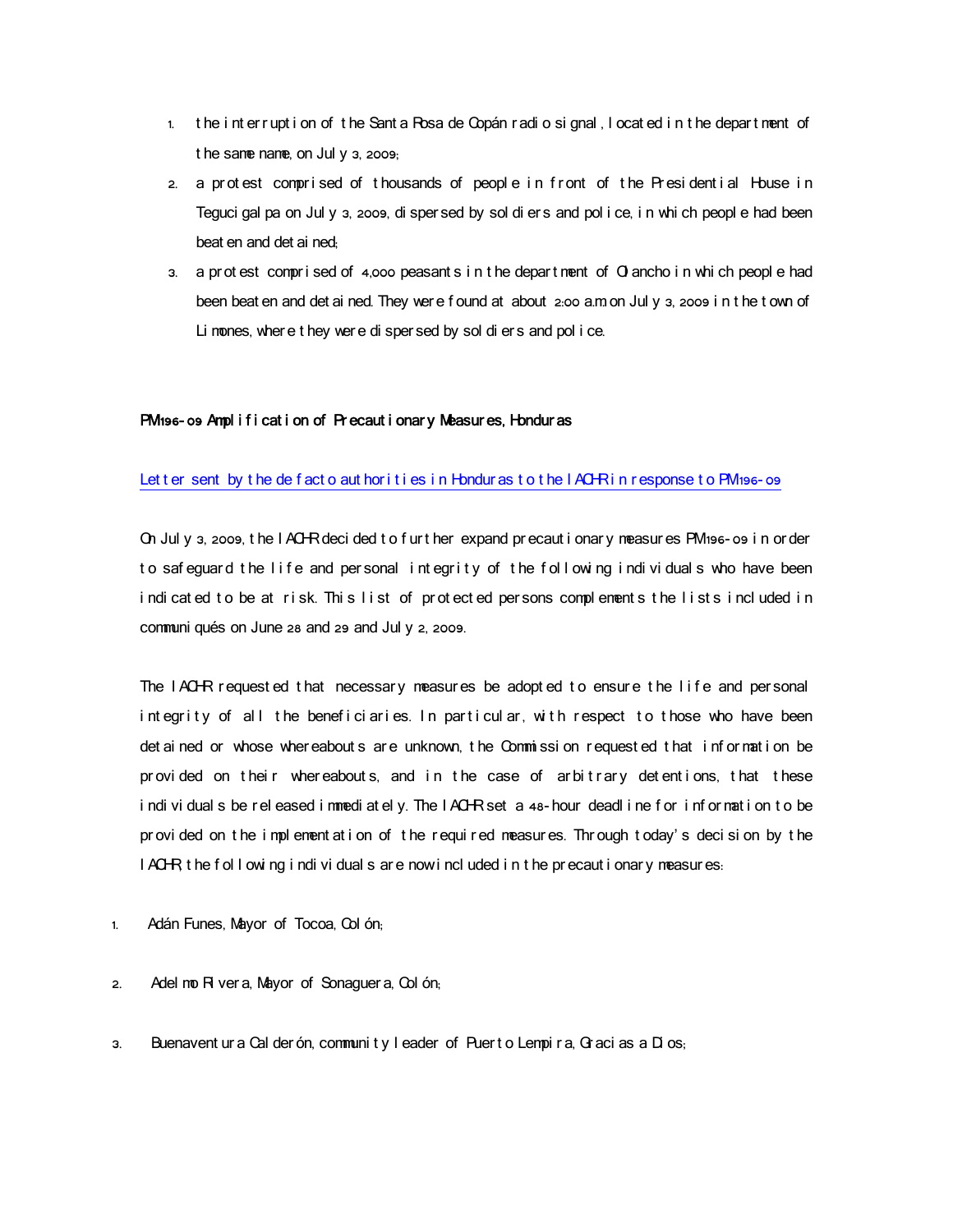1. the interruption of the Santa Rosa de Copán radio signal, located in the department of the same name, on July 3, 2009;
2. a protest comprised of thousands of people in front of the Presidential House in Tegucigalpa on July 3, 2009, dispersed by soldiers and police, in which people had been beaten and detained;
3. a protest comprised of 4,000 peasants in the department of Olancho in which people had been beaten and detained. They were found at about 2:00 a.m. on July 3, 2009 in the town of Limones, where they were dispersed by soldiers and police.

**PM196-09 Amplification of Precautionary Measures, Honduras**

Letter sent by the de facto authorities in Honduras to the IACHR in response to PM196-09

On July 3, 2009, the IACHR decided to further expand precautionary measures PM196-09 in order to safeguard the life and personal integrity of the following individuals who have been indicated to be at risk. This list of protected persons complements the lists included in communiqués on June 28 and 29 and July 2, 2009.

The IACHR requested that necessary measures be adopted to ensure the life and personal integrity of all the beneficiaries. In particular, with respect to those who have been detained or whose whereabouts are unknown, the Commission requested that information be provided on their whereabouts, and in the case of arbitrary detentions, that these individuals be released immediately. The IACHR set a 48-hour deadline for information to be provided on the implementation of the required measures. Through today's decision by the IACHR, the following individuals are now included in the precautionary measures:

1. Adán Funes, Mayor of Tocoa, Colón;
2. Adelmo Rivera, Mayor of Sonaguera, Colón;
3. Buenaventura Calderón, community leader of Puerto Lempira, Gracias a Dios;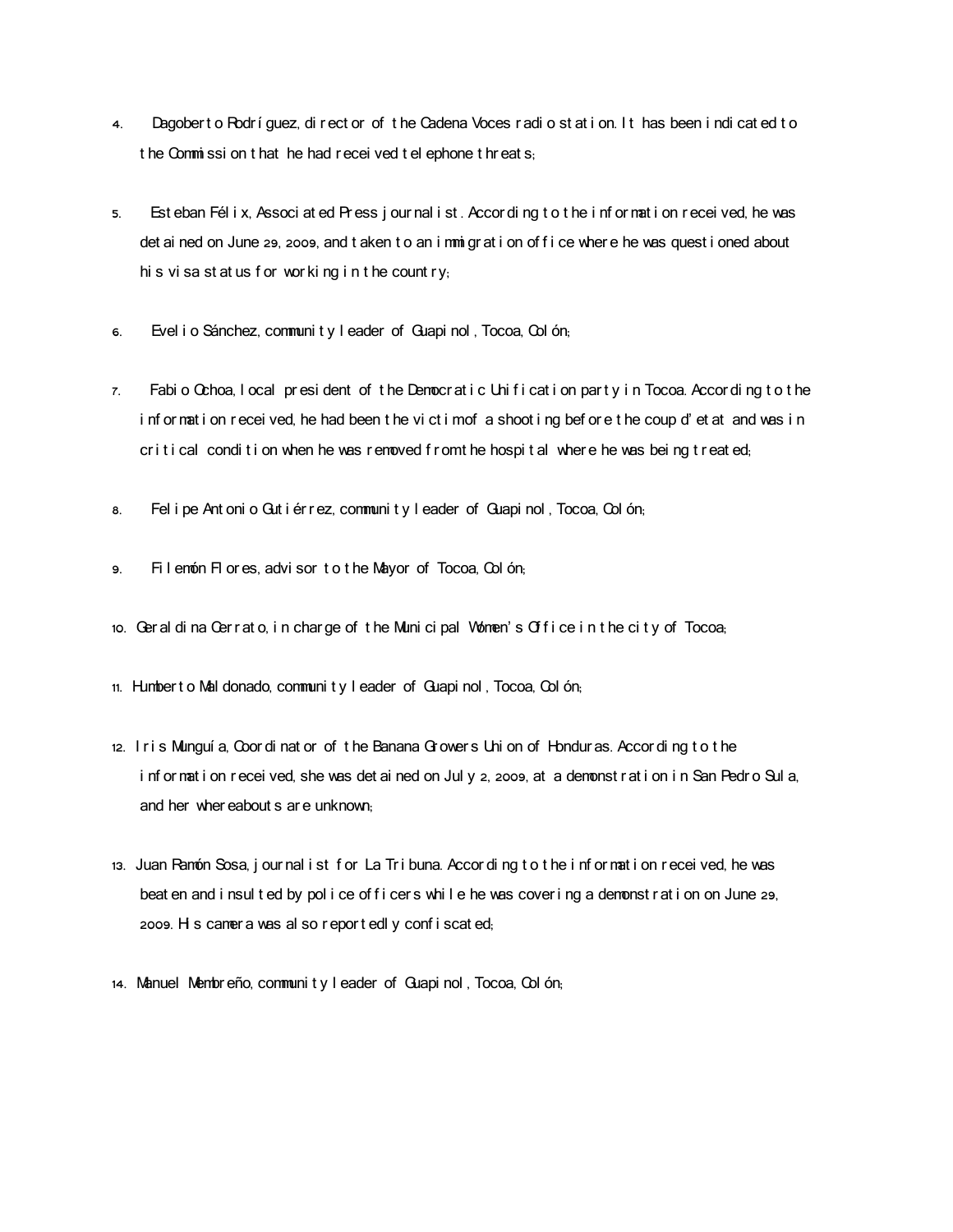4. Dagoberto Rodríguez, director of the Cadena Voces radio station. It has been indicated to the Commission that he had received telephone threats;

5. Esteban Félix, Associated Press journalist. According to the information received, he was detained on June 29, 2009, and taken to an immigration office where he was questioned about his visa status for working in the country;

6. Evelio Sánchez, community leader of Guapinol, Tocoa, Colón;

7. Fabio Ochoa, local president of the Democratic Unification party in Tocoa. According to the information received, he had been the victim of a shooting before the coup d'etat and was in critical condition when he was removed from the hospital where he was being treated;

8. Felipe Antonio Gutiérrez, community leader of Guapinol, Tocoa, Colón;

9. Filemón Flores, advisor to the Mayor of Tocoa, Colón;

10. Geraldina Cerrato, in charge of the Municipal Women's Office in the city of Tocoa;

11. Humberto Maldonado, community leader of Guapinol, Tocoa, Colón;

12. Iris Munguía, Coordinator of the Banana Growers Union of Honduras. According to the information received, she was detained on July 2, 2009, at a demonstration in San Pedro Sula, and her whereabouts are unknown;

13. Juan Ramón Sosa, journalist for La Tribuna. According to the information received, he was beaten and insulted by police officers while he was covering a demonstration on June 29, 2009. His camera was also reportedly confiscated;

14. Manuel Membreño, community leader of Guapinol, Tocoa, Colón;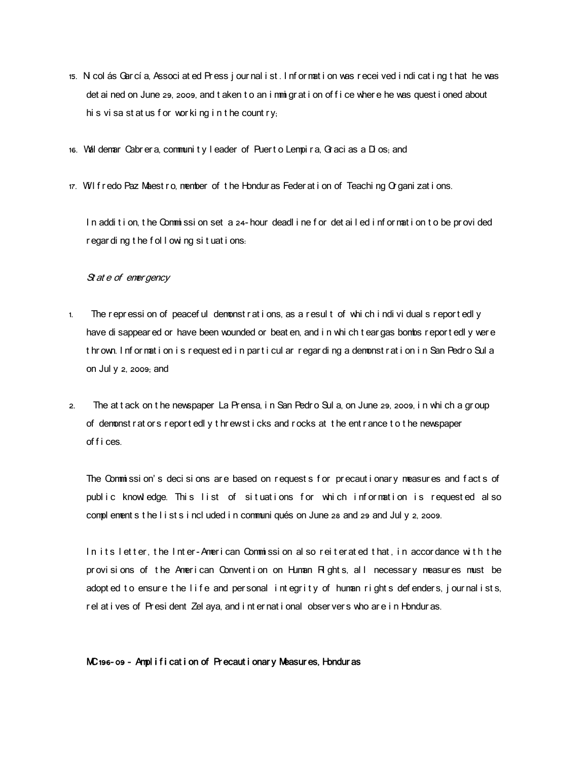15. Nicolás García, Associated Press journalist. Information was received indicating that he was detained on June 29, 2009, and taken to an immigration office where he was questioned about his visa status for working in the country;

16. Waldemar Cabrera, community leader of Puerto Lempira, Gracias a Dios; and

17. Wilfredo Paz Maestro, member of the Honduras Federation of Teaching Organizations.

In addition, the Commission set a 24-hour deadline for detailed information to be provided regarding the following situations:

*State of emergency*

1. The repression of peaceful demonstrations, as a result of which individuals reportedly have disappeared or have been wounded or beaten, and in which teargas bombs reportedly were thrown. Information is requested in particular regarding a demonstration in San Pedro Sula on July 2, 2009; and

2. The attack on the newspaper La Prensa, in San Pedro Sula, on June 29, 2009, in which a group of demonstrators reportedly threw sticks and rocks at the entrance to the newspaper offices.

The Commission's decisions are based on requests for precautionary measures and facts of public knowledge. This list of situations for which information is requested also complements the lists included in communiqués on June 28 and 29 and July 2, 2009.

In its letter, the Inter-American Commission also reiterated that, in accordance with the provisions of the American Convention on Human Rights, all necessary measures must be adopted to ensure the life and personal integrity of human rights defenders, journalists, relatives of President Zelaya, and international observers who are in Honduras.

**MC196-09 - Amplification of Precautionary Measures, Honduras**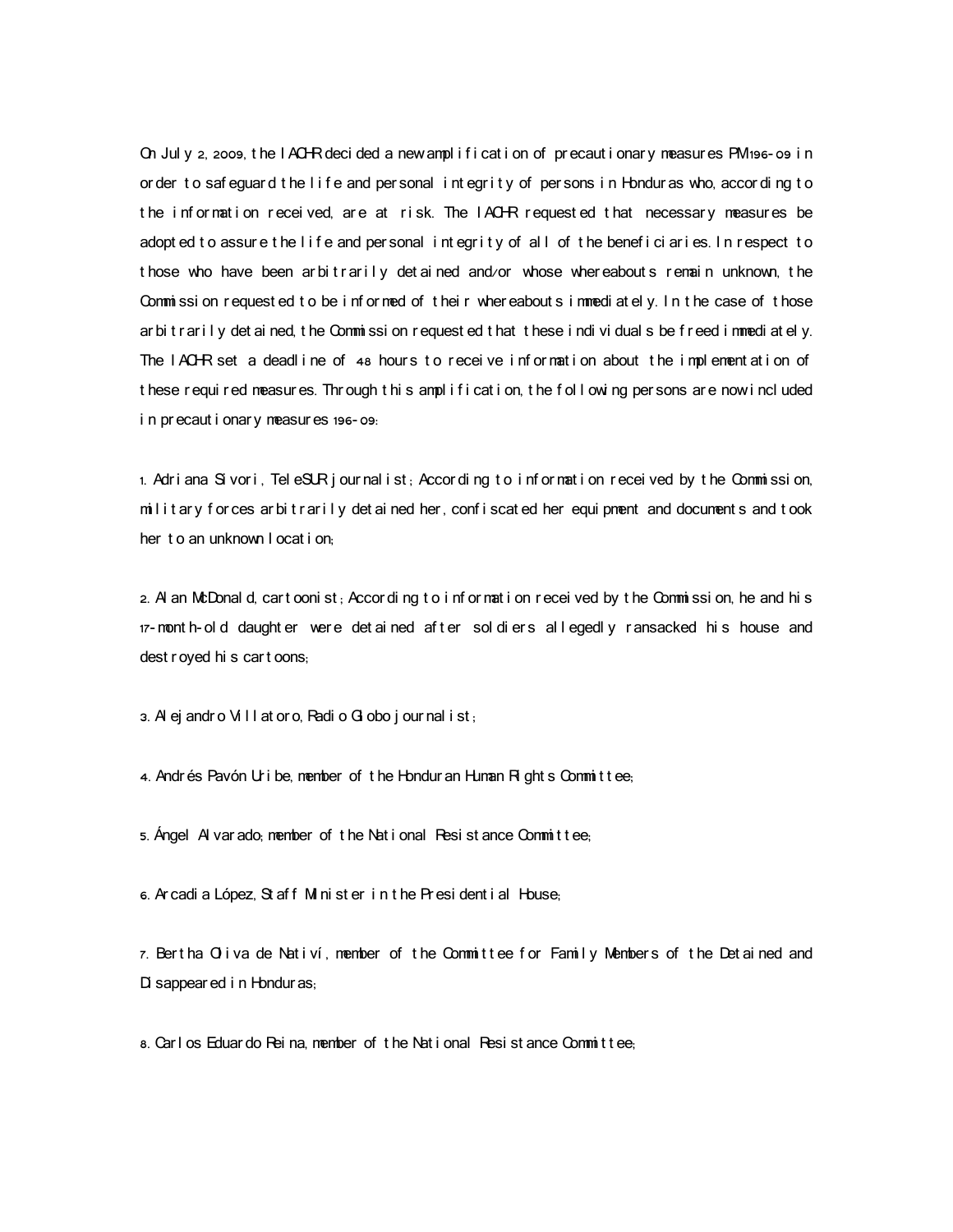On July 2, 2009, the IACHR decided a new amplification of precautionary measures PM196-09 in order to safeguard the life and personal integrity of persons in Honduras who, according to the information received, are at risk. The IACHR requested that necessary measures be adopted to assure the life and personal integrity of all of the beneficiaries. In respect to those who have been arbitrarily detained and/or whose whereabouts remain unknown, the Commission requested to be informed of their whereabouts immediately. In the case of those arbitrarily detained, the Commission requested that these individuals be freed immediately. The IACHR set a deadline of 48 hours to receive information about the implementation of these required measures. Through this amplification, the following persons are now included in precautionary measures 196-09:

1. Adriana Sivori, TeleSUR journalist; According to information received by the Commission, military forces arbitrarily detained her, confiscated her equipment and documents and took her to an unknown location;

2. Alan McDonald, cartoonist; According to information received by the Commission, he and his 17-month-old daughter were detained after soldiers allegedly ransacked his house and destroyed his cartoons;

3. Alejandro Villatoro, Radio Globo journalist;

4. Andrés Pavón Uribe, member of the Honduran Human Rights Committee;

5. Ángel Alvarado; member of the National Resistance Committee;

6. Arcadia López, Staff Minister in the Presidential House;

7. Bertha Oliva de Nativí, member of the Committee for Family Members of the Detained and Disappeared in Honduras;

8. Carlos Eduardo Reina, member of the National Resistance Committee;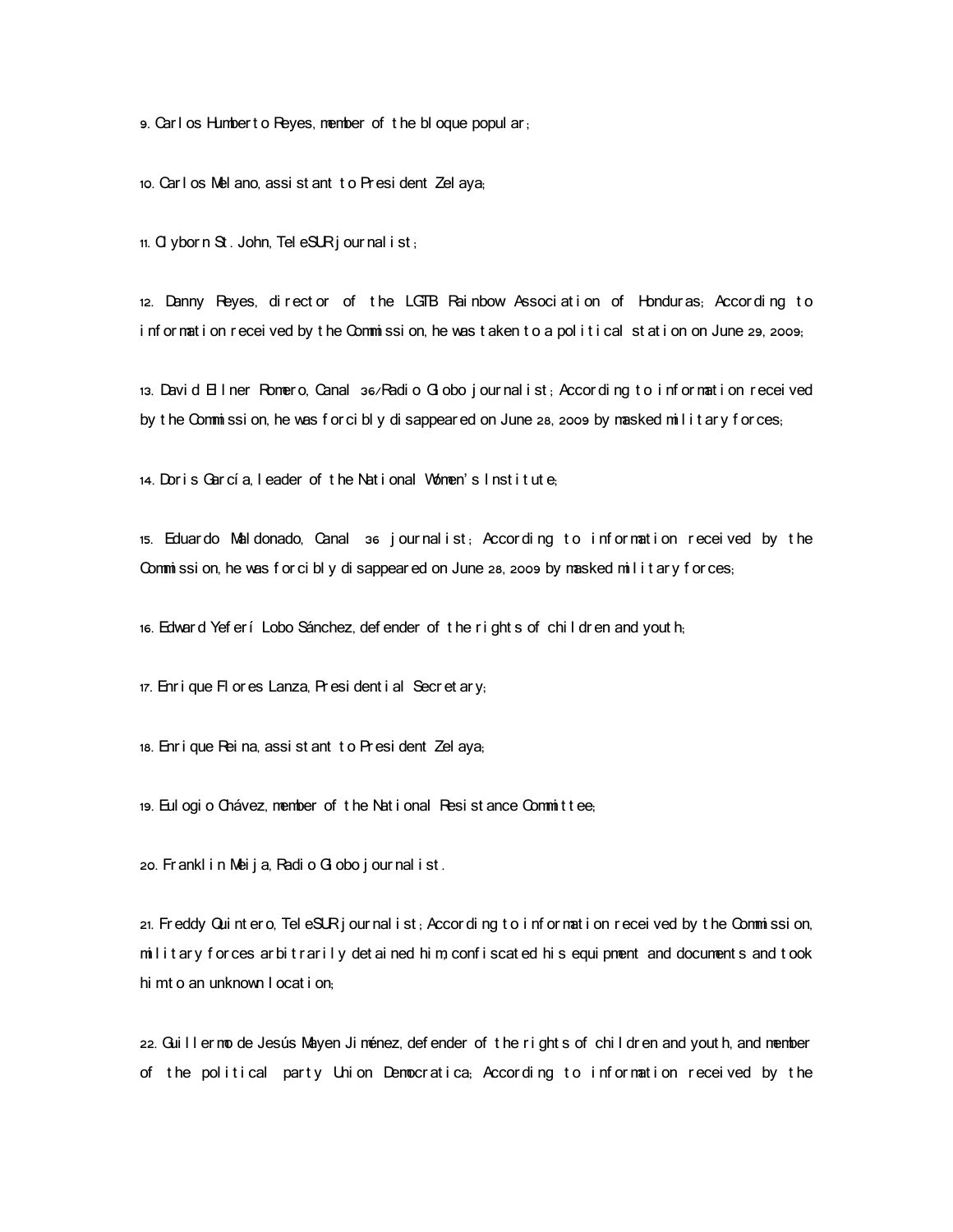9. Carlos Humberto Reyes, member of the bloque popular;

10. Carlos Melano, assistant to President Zelaya;

11. Clyborn St. John, TeleSUR journalist;

12. Danny Reyes, director of the LGTB Rainbow Association of Honduras; According to information received by the Commission, he was taken to a political station on June 29, 2009;

13. David Ellner Romero, Canal 36/Radio Globo journalist; According to information received by the Commission, he was forcibly disappeared on June 28, 2009 by masked military forces;

14. Doris García, leader of the National Women's Institute;

15. Eduardo Maldonado, Canal 36 journalist; According to information received by the Commission, he was forcibly disappeared on June 28, 2009 by masked military forces;

16. Edward Yeferí Lobo Sánchez, defender of the rights of children and youth;

17. Enrique Flores Lanza, Presidential Secretary;

18. Enrique Reina, assistant to President Zelaya;

19. Eulogio Chávez, member of the National Resistance Committee;

20. Franklin Meija, Radio Globo journalist.

21. Freddy Quintero, TeleSUR journalist; According to information received by the Commission, military forces arbitrarily detained him, confiscated his equipment and documents and took him to an unknown location;

22. Guillermo de Jesús Mayen Jiménez, defender of the rights of children and youth, and member of the political party Union Democratica; According to information received by the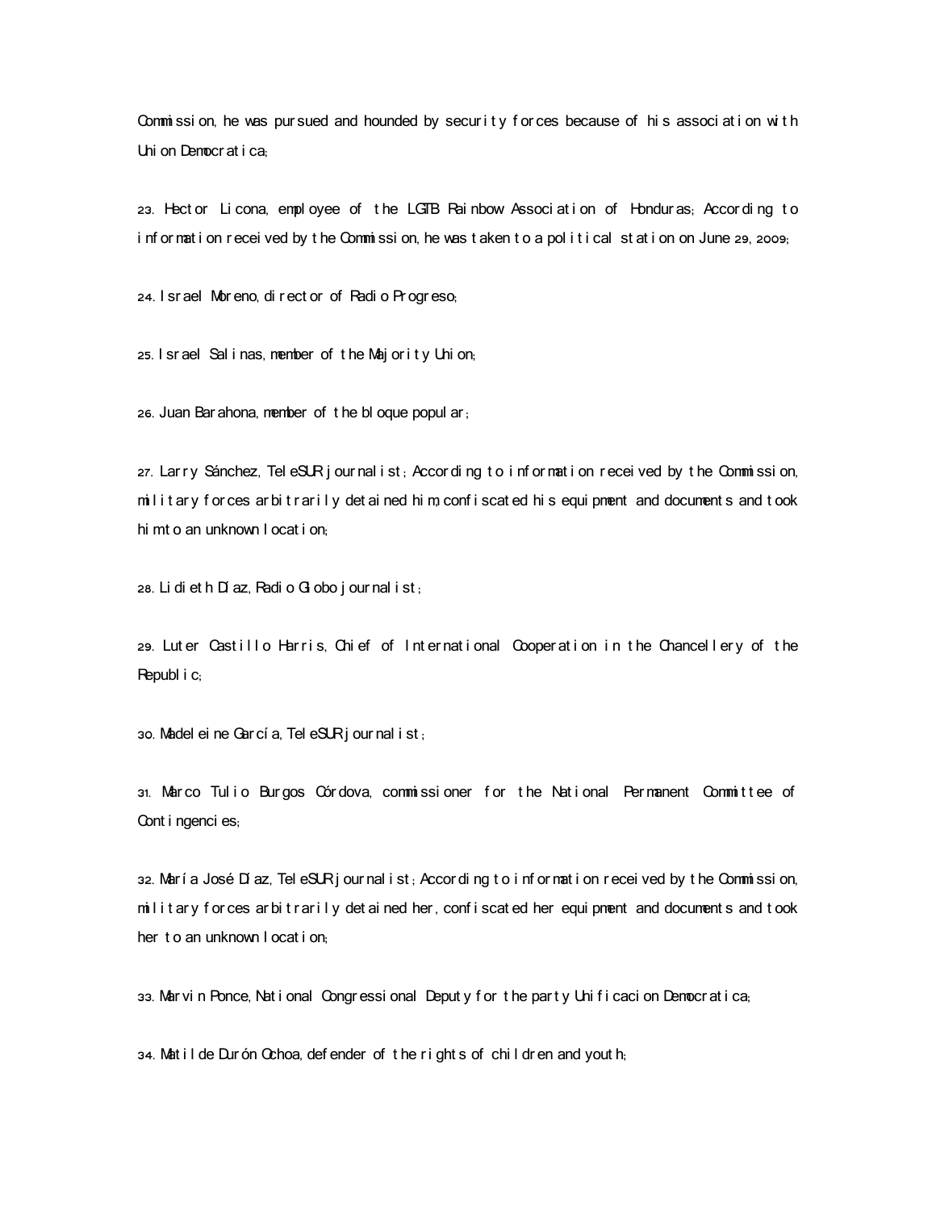Commission, he was pursued and hounded by security forces because of his association with Union Democratica;

23. Hector Licona, employee of the LGTB Rainbow Association of Honduras; According to information received by the Commission, he was taken to a political station on June 29, 2009;

24. Israel Moreno, director of Radio Progreso;

25. Israel Salinas, member of the Majority Union;

26. Juan Barahona, member of the bloque popular;

27. Larry Sánchez, TeleSUR journalist; According to information received by the Commission, military forces arbitrarily detained him, confiscated his equipment and documents and took him to an unknown location;

28. Lidieth Díaz, Radio Globo journalist;

29. Luter Castillo Harris, Chief of International Cooperation in the Chancellery of the Republic;

30. Madeleine García, TeleSUR journalist;

31. Marco Tulio Burgos Córdova, commissioner for the National Permanent Committee of Contingencies;

32. María José Díaz, TeleSUR journalist; According to information received by the Commission, military forces arbitrarily detained her, confiscated her equipment and documents and took her to an unknown location;

33. Marvin Ponce, National Congressional Deputy for the party Unificacion Democratica;

34. Matilde Durón Ochoa, defender of the rights of children and youth;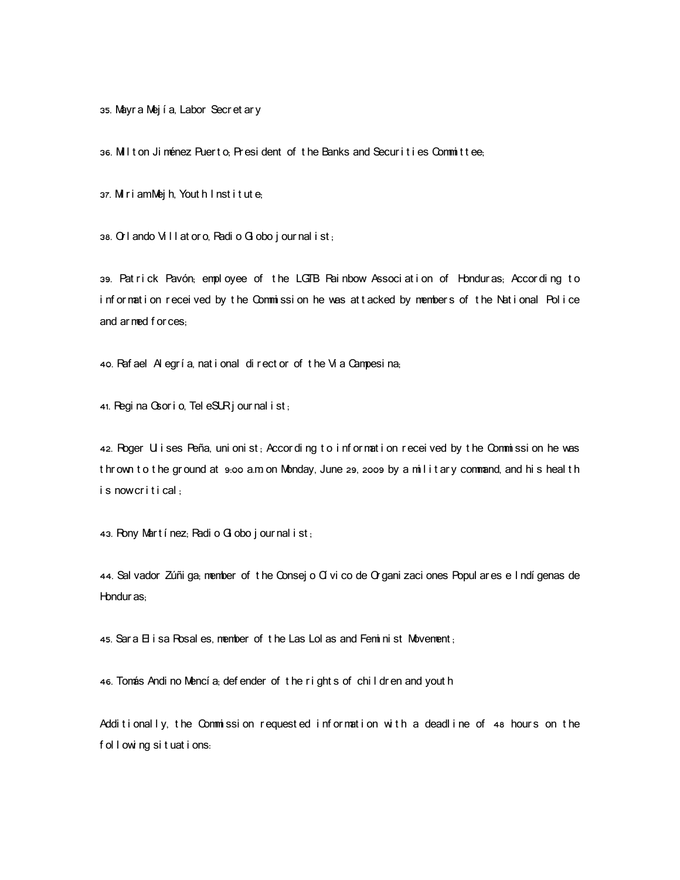35. Mayra Mejía, Labor Secretary

36. Milton Jiménez Puerto; President of the Banks and Securities Committee;

37. Miriam Mejh, Youth Institute;

38. Orlando Villatoro, Radio Globo journalist;

39. Patrick Pavón; employee of the LGTB Rainbow Association of Honduras; According to information received by the Commission he was attacked by members of the National Police and armed forces;

40. Rafael Alegría, national director of the Via Campesina;

41. Regina Osorio, TeleSUR journalist;

42. Roger Ulises Peña, unionist; According to information received by the Commission he was thrown to the ground at 9:00 a.m. on Monday, June 29, 2009 by a military command, and his health is now critical;

43. Rony Martínez; Radio Globo journalist;

44. Salvador Zúñiga; member of the Consejo Cívico de Organizaciones Populares e Indígenas de Honduras;

45. Sara Elisa Rosales, member of the Las Lolas and Feminist Movement;

46. Tomás Andino Mencía; defender of the rights of children and youth

Additionally, the Commission requested information with a deadline of 48 hours on the following situations: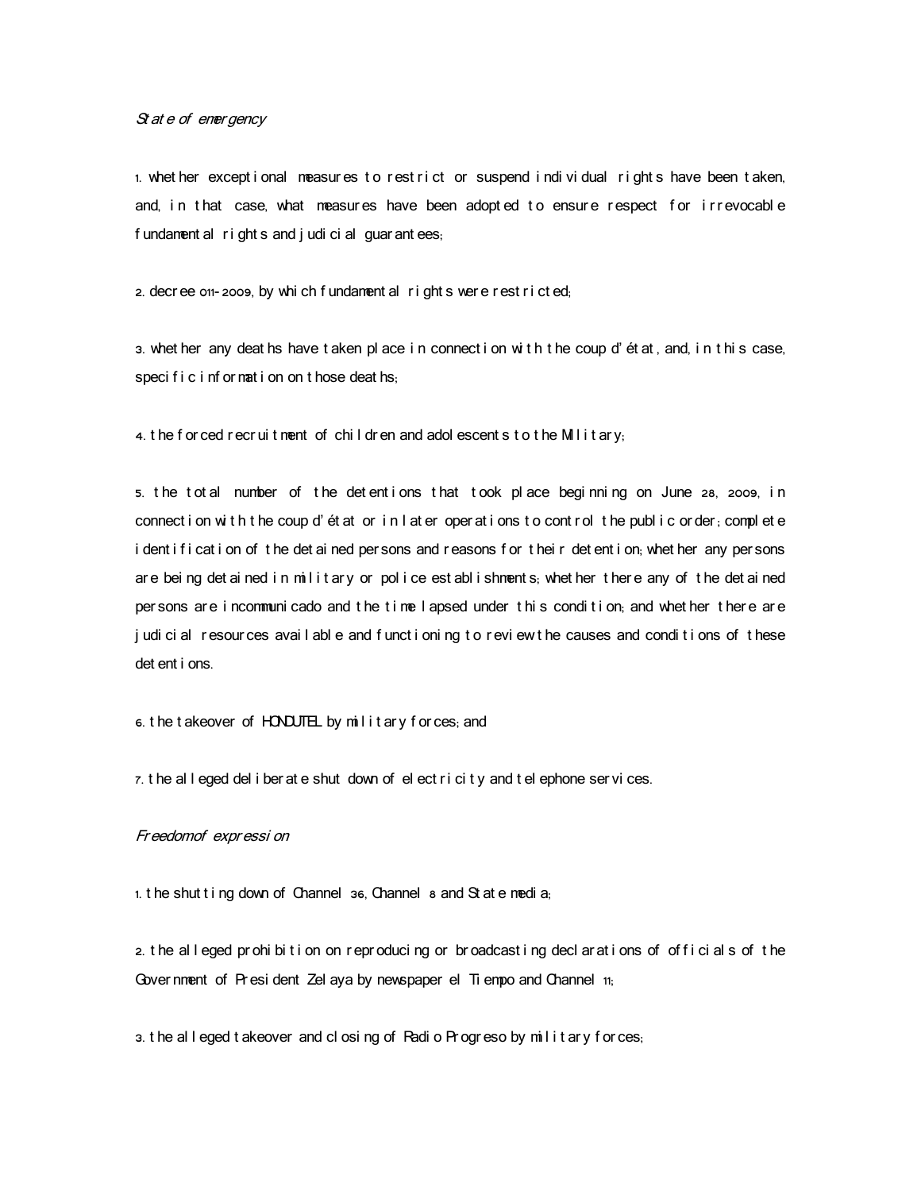*State of emergency*

1. whether exceptional measures to restrict or suspend individual rights have been taken, and, in that case, what measures have been adopted to ensure respect for irrevocable fundamental rights and judicial guarantees;

2. decree 011-2009, by which fundamental rights were restricted;

3. whether any deaths have taken place in connection with the coup d'état, and, in this case, specific information on those deaths;

4. the forced recruitment of children and adolescents to the Military;

5. the total number of the detentions that took place beginning on June 28, 2009, in connection with the coup d'état or in later operations to control the public order; complete identification of the detained persons and reasons for their detention; whether any persons are being detained in military or police establishments; whether there any of the detained persons are incommunicado and the time lapsed under this condition; and whether there are judicial resources available and functioning to review the causes and conditions of these detentions.

6. the takeover of HONDUTEL by military forces; and

7. the alleged deliberate shut down of electricity and telephone services.

*Freedom of expression*

1. the shutting down of Channel 36, Channel 8 and State media;

2. the alleged prohibition on reproducing or broadcasting declarations of officials of the Government of President Zelaya by newspaper el Tiempo and Channel 11;

3. the alleged takeover and closing of Radio Progreso by military forces;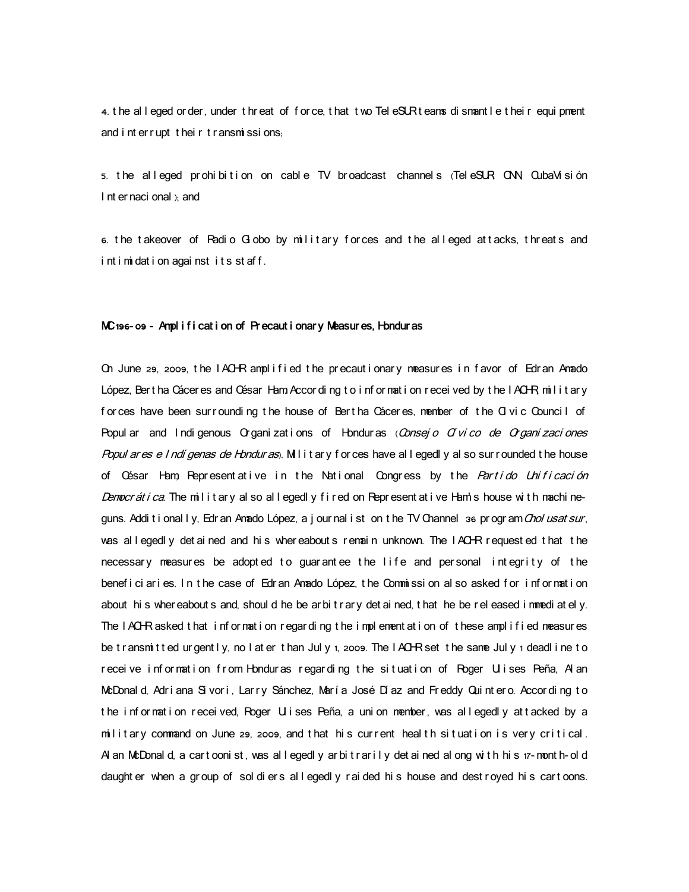4. the alleged order, under threat of force, that two TeleSUR teams dismantle their equipment and interrupt their transmissions;

5. the alleged prohibition on cable TV broadcast channels (TeleSUR, CNN, CubaVisión Internacional); and

6. the takeover of Radio Globo by military forces and the alleged attacks, threats and intimidation against its staff.

**MC 196-09 - Amplification of Precautionary Measures, Honduras**

On June 29, 2009, the IACHR amplified the precautionary measures in favor of Edran Amado López, Bertha Cáceres and César Ham. According to information received by the IACHR, military forces have been surrounding the house of Bertha Cáceres, member of the Civic Council of Popular and Indigenous Organizations of Honduras (*Consejo Cívico de Organizaciones Populares e Indígenas de Honduras*). Military forces have allegedly also surrounded the house of César Ham, Representative in the National Congress by the *Partido Unificación Democrática*. The military also allegedly fired on Representative Ham's house with machine-guns. Additionally, Edran Amado López, a journalist on the TV Channel 36 program *Cholusatsur*, was allegedly detained and his whereabouts remain unknown. The IACHR requested that the necessary measures be adopted to guarantee the life and personal integrity of the beneficiaries. In the case of Edran Amado López, the Commission also asked for information about his whereabouts and, should he be arbitrary detained, that he be released immediately. The IACHR asked that information regarding the implementation of these amplified measures be transmitted urgently, no later than July 1, 2009. The IACHR set the same July 1 deadline to receive information from Honduras regarding the situation of Roger Ulises Peña, Alan McDonald, Adriana Sivori, Larry Sánchez, María José Díaz and Freddy Quintero. According to the information received, Roger Ulises Peña, a union member, was allegedly attacked by a military command on June 29, 2009, and that his current health situation is very critical. Alan McDonald, a cartoonist, was allegedly arbitrarily detained along with his 17-month-old daughter when a group of soldiers allegedly raided his house and destroyed his cartoons.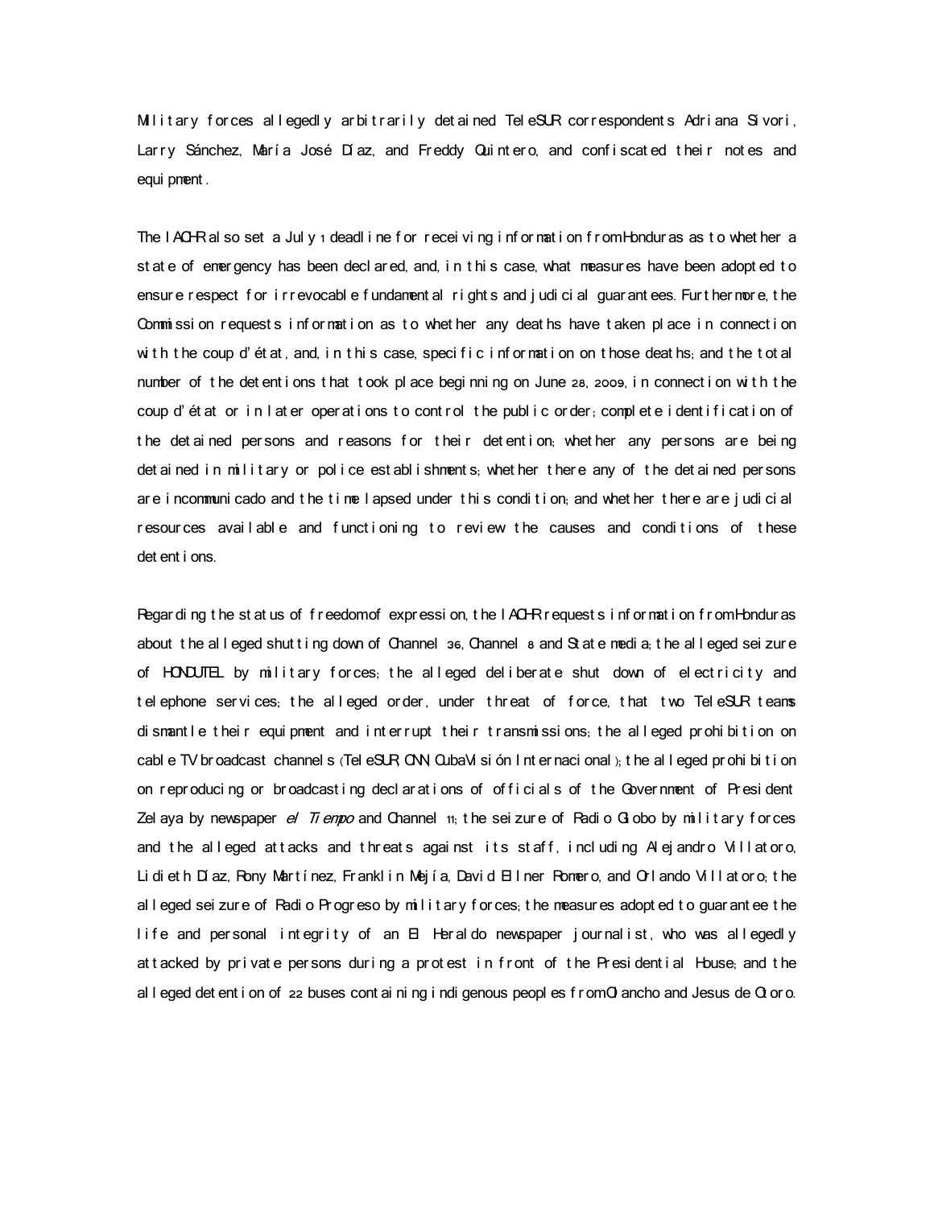Military forces allegedly arbitrarily detained TeleSUR correspondents Adriana Sivori, Larry Sánchez, María José Díaz, and Freddy Quintero, and confiscated their notes and equipment.

The IACHR also set a July 1 deadline for receiving information from Honduras as to whether a state of emergency has been declared, and, in this case, what measures have been adopted to ensure respect for irrevocable fundamental rights and judicial guarantees. Furthermore, the Commission requests information as to whether any deaths have taken place in connection with the coup d'état, and, in this case, specific information on those deaths; and the total number of the detentions that took place beginning on June 28, 2009, in connection with the coup d'état or in later operations to control the public order; complete identification of the detained persons and reasons for their detention; whether any persons are being detained in military or police establishments; whether there any of the detained persons are incommunicado and the time lapsed under this condition; and whether there are judicial resources available and functioning to review the causes and conditions of these detentions.

Regarding the status of freedom of expression, the IACHR requests information from Honduras about the alleged shutting down of Channel 36, Channel 8 and State media; the alleged seizure of HONDUTEL by military forces; the alleged deliberate shut down of electricity and telephone services; the alleged order, under threat of force, that two TeleSUR teams dismantle their equipment and interrupt their transmissions; the alleged prohibition on cable TV broadcast channels (TeleSUR, CNN, CubaVisión Internacional); the alleged prohibition on reproducing or broadcasting declarations of officials of the Government of President Zelaya by newspaper *el Tiempo* and Channel 11; the seizure of Radio Globo by military forces and the alleged attacks and threats against its staff, including Alejandro Villatoro, Lidieth Díaz, Rony Martínez, Franklin Mejía, David Ellner Romero, and Orlando Villatoro; the alleged seizure of Radio Progreso by military forces; the measures adopted to guarantee the life and personal integrity of an El Heraldo newspaper journalist, who was allegedly attacked by private persons during a protest in front of the Presidential House; and the alleged detention of 22 buses containing indigenous peoples from Olancho and Jesus de Otoro.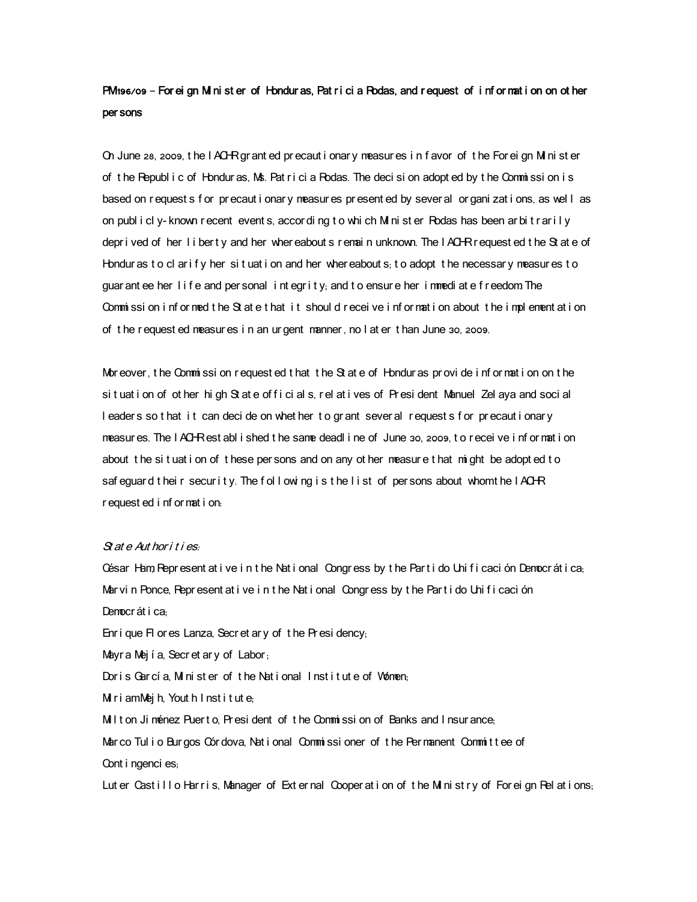**PM196/09 – Foreign Minister of Honduras, Patricia Rodas, and request of information on other persons**

On June 28, 2009, the IACHR granted precautionary measures in favor of the Foreign Minister of the Republic of Honduras, Ms. Patricia Rodas. The decision adopted by the Commission is based on requests for precautionary measures presented by several organizations, as well as on publicly-known recent events, according to which Minister Rodas has been arbitrarily deprived of her liberty and her whereabouts remain unknown. The IACHR requested the State of Honduras to clarify her situation and her whereabouts; to adopt the necessary measures to guarantee her life and personal integrity; and to ensure her immediate freedom. The Commission informed the State that it should receive information about the implementation of the requested measures in an urgent manner, no later than June 30, 2009.

Moreover, the Commission requested that the State of Honduras provide information on the situation of other high State officials, relatives of President Manuel Zelaya and social leaders so that it can decide on whether to grant several requests for precautionary measures. The IACHR established the same deadline of June 30, 2009, to receive information about the situation of these persons and on any other measure that might be adopted to safeguard their security. The following is the list of persons about whom the IACHR requested information:

*State Authorities:*

César Ham, Representative in the National Congress by the Partido Unificación Democrática;
Marvin Ponce, Representative in the National Congress by the Partido Unificación Democrática;
Enrique Flores Lanza, Secretary of the Presidency;
Mayra Mejía, Secretary of Labor;
Doris García, Minister of the National Institute of Women;
Miriam Mejh, Youth Institute;
Milton Jiménez Puerto, President of the Commission of Banks and Insurance;
Marco Tulio Burgos Córdova, National Commissioner of the Permanent Committee of Contingencies;
Luter Castillo Harris, Manager of External Cooperation of the Ministry of Foreign Relations;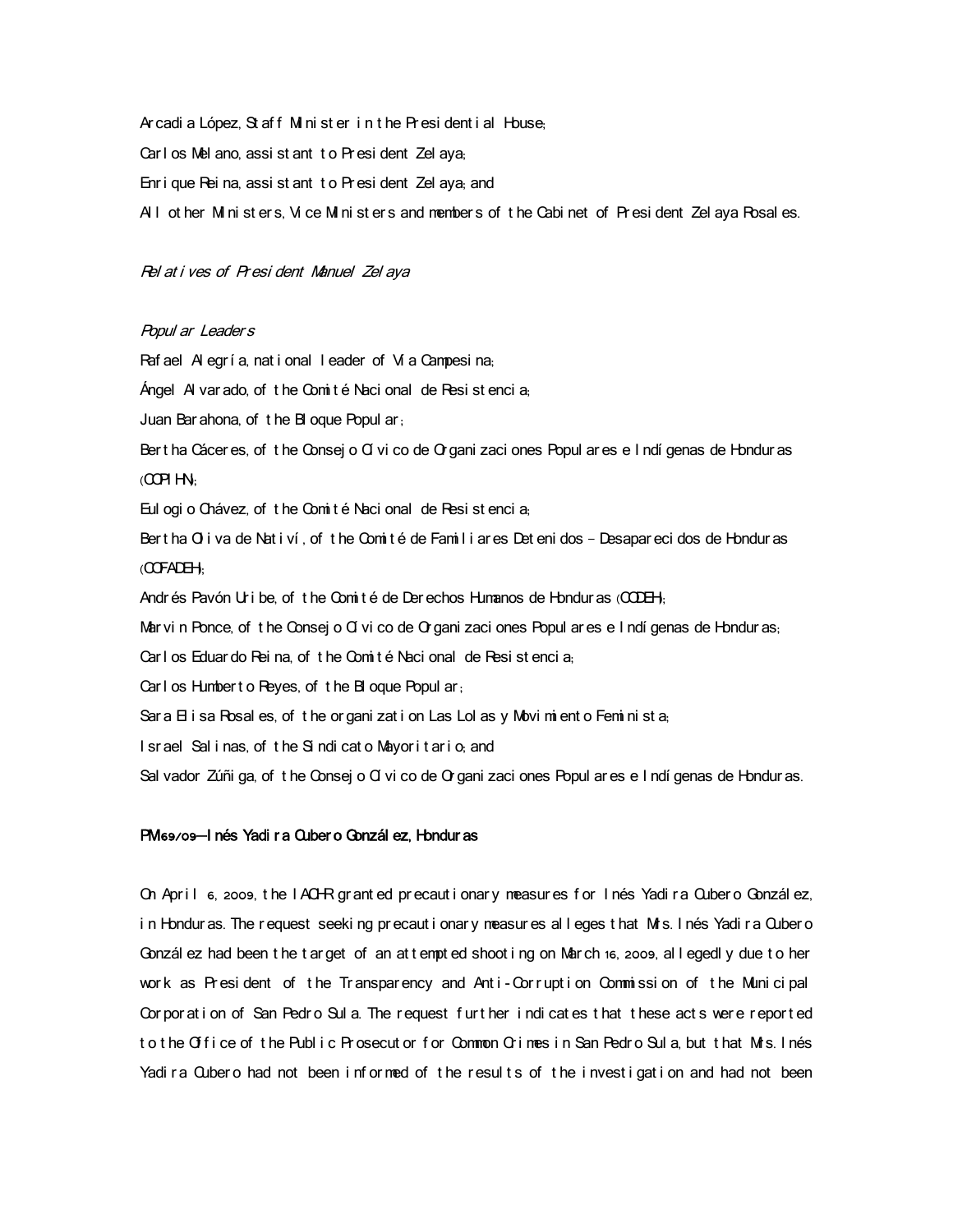Arcadia López, Staff Minister in the Presidential House;

Carlos Melano, assistant to President Zelaya;

Enrique Reina, assistant to President Zelaya; and

All other Ministers, Vice Ministers and members of the Cabinet of President Zelaya Rosales.

*Relatives of President Manuel Zelaya*

*Popular Leaders*

Rafael Alegría, national leader of Via Campesina;

Ángel Alvarado, of the Comité Nacional de Resistencia;

Juan Barahona, of the Bloque Popular;

Bertha Cáceres, of the Consejo Cívico de Organizaciones Populares e Indígenas de Honduras (COPIHN);

Eulogio Chávez, of the Comité Nacional de Resistencia;

Bertha Oliva de Nativí, of the Comité de Familiares Detenidos – Desaparecidos de Honduras (COFADEH);

Andrés Pavón Uribe, of the Comité de Derechos Humanos de Honduras (CODEH);

Marvin Ponce, of the Consejo Cívico de Organizaciones Populares e Indígenas de Honduras;

Carlos Eduardo Reina, of the Comité Nacional de Resistencia;

Carlos Humberto Reyes, of the Bloque Popular;

Sara Elisa Rosales, of the organization Las Lolas y Movimiento Feminista;

Israel Salinas, of the Sindicato Mayoritario; and

Salvador Zúñiga, of the Consejo Cívico de Organizaciones Populares e Indígenas de Honduras.

**PM 69/09—Inés Yadira Cubero González, Honduras**

On April 6, 2009, the IACHR granted precautionary measures for Inés Yadira Cubero González, in Honduras. The request seeking precautionary measures alleges that Mrs. Inés Yadira Cubero González had been the target of an attempted shooting on March 16, 2009, allegedly due to her work as President of the Transparency and Anti-Corruption Commission of the Municipal Corporation of San Pedro Sula. The request further indicates that these acts were reported to the Office of the Public Prosecutor for Common Crimes in San Pedro Sula, but that Mrs. Inés Yadira Cubero had not been informed of the results of the investigation and had not been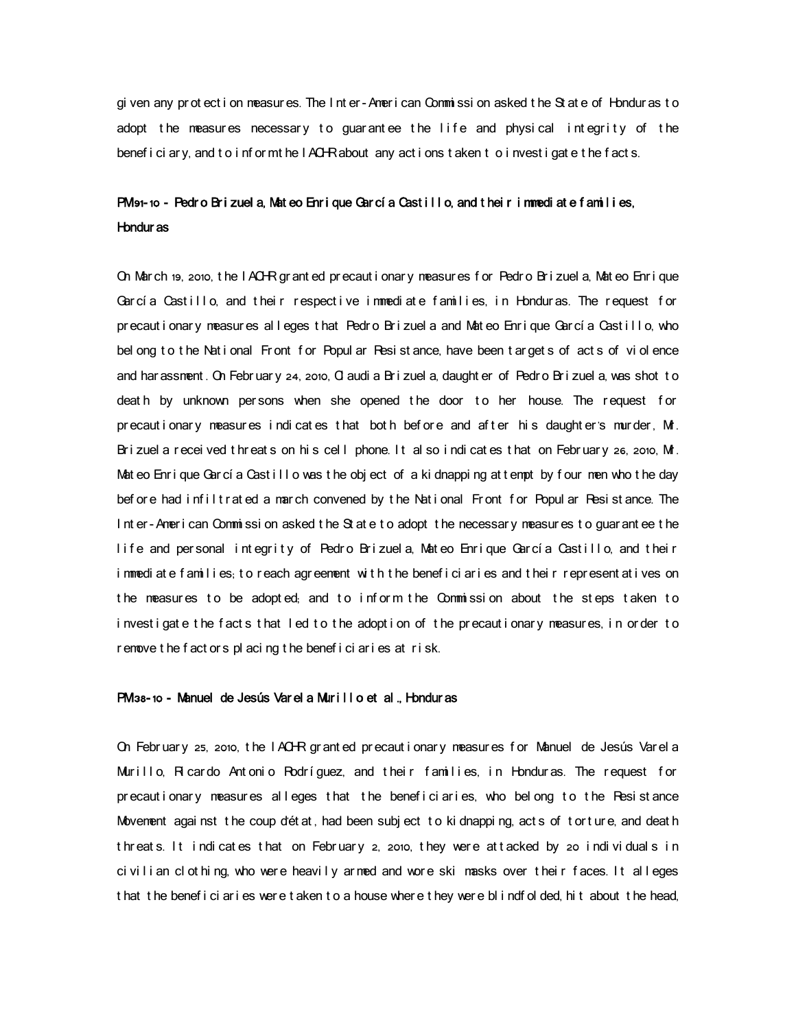given any protection measures. The Inter-American Commission asked the State of Honduras to adopt the measures necessary to guarantee the life and physical integrity of the beneficiary, and to inform the IACHR about any actions taken to investigate the facts.

### PM 91-10 - Pedro Brizuela, Mateo Enrique García Castillo, and their immediate families, Honduras

On March 19, 2010, the IACHR granted precautionary measures for Pedro Brizuela, Mateo Enrique García Castillo, and their respective immediate families, in Honduras. The request for precautionary measures alleges that Pedro Brizuela and Mateo Enrique García Castillo, who belong to the National Front for Popular Resistance, have been targets of acts of violence and harassment. On February 24, 2010, Claudia Brizuela, daughter of Pedro Brizuela, was shot to death by unknown persons when she opened the door to her house. The request for precautionary measures indicates that both before and after his daughter's murder, Mr. Brizuela received threats on his cell phone. It also indicates that on February 26, 2010, Mr. Mateo Enrique García Castillo was the object of a kidnapping attempt by four men who the day before had infiltrated a march convened by the National Front for Popular Resistance. The Inter-American Commission asked the State to adopt the necessary measures to guarantee the life and personal integrity of Pedro Brizuela, Mateo Enrique García Castillo, and their immediate families; to reach agreement with the beneficiaries and their representatives on the measures to be adopted; and to inform the Commission about the steps taken to investigate the facts that led to the adoption of the precautionary measures, in order to remove the factors placing the beneficiaries at risk.

### PM 38-10 - Manuel de Jesús Varela Murillo et al., Honduras

On February 25, 2010, the IACHR granted precautionary measures for Manuel de Jesús Varela Murillo, Ricardo Antonio Rodríguez, and their families, in Honduras. The request for precautionary measures alleges that the beneficiaries, who belong to the Resistance Movement against the coup d'état, had been subject to kidnapping, acts of torture, and death threats. It indicates that on February 2, 2010, they were attacked by 20 individuals in civilian clothing, who were heavily armed and wore ski masks over their faces. It alleges that the beneficiaries were taken to a house where they were blindfolded, hit about the head,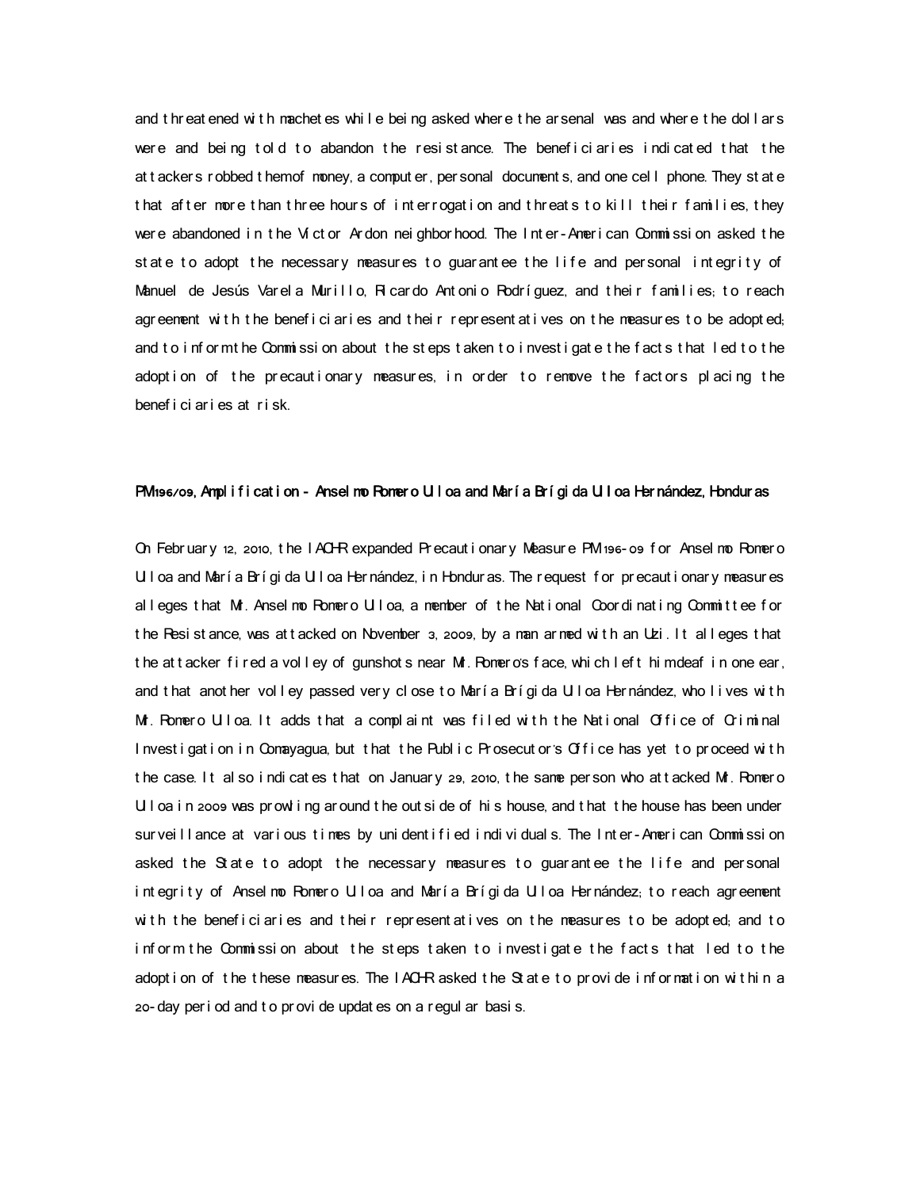and threatened with machetes while being asked where the arsenal was and where the dollars were and being told to abandon the resistance. The beneficiaries indicated that the attackers robbed them of money, a computer, personal documents, and one cell phone. They state that after more than three hours of interrogation and threats to kill their families, they were abandoned in the Victor Ardon neighborhood. The Inter-American Commission asked the state to adopt the necessary measures to guarantee the life and personal integrity of Manuel de Jesús Varela Murillo, Ricardo Antonio Rodríguez, and their families; to reach agreement with the beneficiaries and their representatives on the measures to be adopted; and to inform the Commission about the steps taken to investigate the facts that led to the adoption of the precautionary measures, in order to remove the factors placing the beneficiaries at risk.

**PM 196/09, Amplification - Anselmo Romero Ulloa and María Brígida Ulloa Hernández, Honduras**

On February 12, 2010, the IACHR expanded Precautionary Measure PM 196-09 for Anselmo Romero Ulloa and María Brígida Ulloa Hernández, in Honduras. The request for precautionary measures alleges that Mr. Anselmo Romero Ulloa, a member of the National Coordinating Committee for the Resistance, was attacked on November 3, 2009, by a man armed with an Uzi. It alleges that the attacker fired a volley of gunshots near Mr. Romero's face, which left him deaf in one ear, and that another volley passed very close to María Brígida Ulloa Hernández, who lives with Mr. Romero Ulloa. It adds that a complaint was filed with the National Office of Criminal Investigation in Comayagua, but that the Public Prosecutor's Office has yet to proceed with the case. It also indicates that on January 29, 2010, the same person who attacked Mr. Romero Ulloa in 2009 was prowling around the outside of his house, and that the house has been under surveillance at various times by unidentified individuals. The Inter-American Commission asked the State to adopt the necessary measures to guarantee the life and personal integrity of Anselmo Romero Ulloa and María Brígida Ulloa Hernández; to reach agreement with the beneficiaries and their representatives on the measures to be adopted; and to inform the Commission about the steps taken to investigate the facts that led to the adoption of the these measures. The IACHR asked the State to provide information within a 20-day period and to provide updates on a regular basis.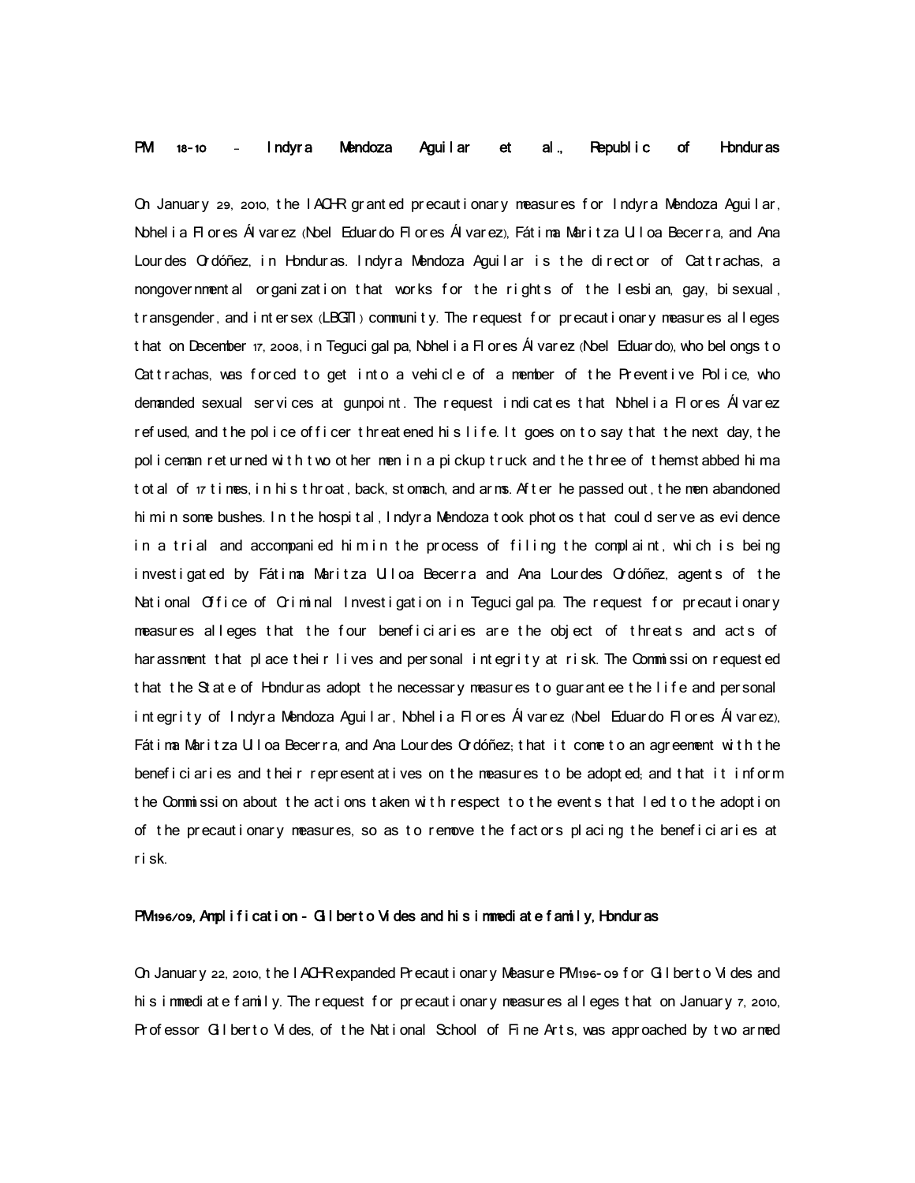**PM 18-10 - Indyra Mendoza Aguilar et al., Republic of Honduras**

On January 29, 2010, the IACHR granted precautionary measures for Indyra Mendoza Aguilar, Nohelia Flores Álvarez (Noel Eduardo Flores Álvarez), Fátima Maritza Ulloa Becerra, and Ana Lourdes Ordóñez, in Honduras. Indyra Mendoza Aguilar is the director of Cattrachas, a nongovernmental organization that works for the rights of the lesbian, gay, bisexual, transgender, and intersex (LBGTI) community. The request for precautionary measures alleges that on December 17, 2008, in Tegucigalpa, Nohelia Flores Álvarez (Noel Eduardo), who belongs to Cattrachas, was forced to get into a vehicle of a member of the Preventive Police, who demanded sexual services at gunpoint. The request indicates that Nohelia Flores Álvarez refused, and the police officer threatened his life. It goes on to say that the next day, the policeman returned with two other men in a pickup truck and the three of them stabbed him a total of 17 times, in his throat, back, stomach, and arms. After he passed out, the men abandoned him in some bushes. In the hospital, Indyra Mendoza took photos that could serve as evidence in a trial and accompanied him in the process of filing the complaint, which is being investigated by Fátima Maritza Ulloa Becerra and Ana Lourdes Ordóñez, agents of the National Office of Criminal Investigation in Tegucigalpa. The request for precautionary measures alleges that the four beneficiaries are the object of threats and acts of harassment that place their lives and personal integrity at risk. The Commission requested that the State of Honduras adopt the necessary measures to guarantee the life and personal integrity of Indyra Mendoza Aguilar, Nohelia Flores Álvarez (Noel Eduardo Flores Álvarez), Fátima Maritza Ulloa Becerra, and Ana Lourdes Ordóñez; that it come to an agreement with the beneficiaries and their representatives on the measures to be adopted; and that it inform the Commission about the actions taken with respect to the events that led to the adoption of the precautionary measures, so as to remove the factors placing the beneficiaries at risk.

**PM196/09, Amplification - Gilberto Vides and his immediate family, Honduras**

On January 22, 2010, the IACHR expanded Precautionary Measure PM196-09 for Gilberto Vides and his immediate family. The request for precautionary measures alleges that on January 7, 2010, Professor Gilberto Vides, of the National School of Fine Arts, was approached by two armed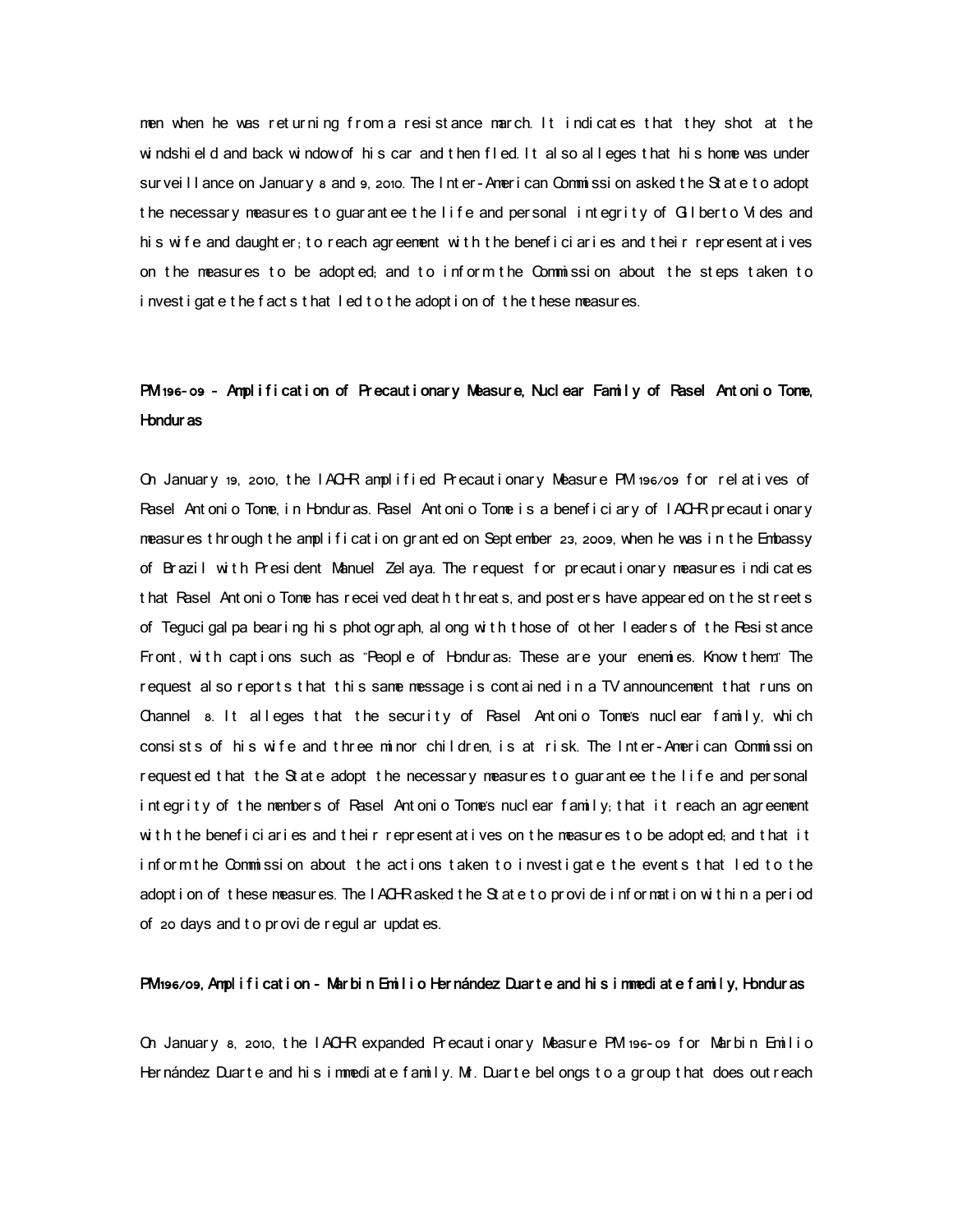men when he was returning from a resistance march. It indicates that they shot at the windshield and back window of his car and then fled. It also alleges that his home was under surveillance on January 8 and 9, 2010. The Inter-American Commission asked the State to adopt the necessary measures to guarantee the life and personal integrity of Gilberto Vides and his wife and daughter; to reach agreement with the beneficiaries and their representatives on the measures to be adopted; and to inform the Commission about the steps taken to investigate the facts that led to the adoption of the these measures.

### PM 196-09 - Amplification of Precautionary Measure, Nuclear Family of Rasel Antonio Tome, Honduras

On January 19, 2010, the IACHR amplified Precautionary Measure PM 196/09 for relatives of Rasel Antonio Tome, in Honduras. Rasel Antonio Tome is a beneficiary of IACHR precautionary measures through the amplification granted on September 23, 2009, when he was in the Embassy of Brazil with President Manuel Zelaya. The request for precautionary measures indicates that Rasel Antonio Tome has received death threats, and posters have appeared on the streets of Tegucigalpa bearing his photograph, along with those of other leaders of the Resistance Front, with captions such as "People of Honduras: These are your enemies. Know them!" The request also reports that this same message is contained in a TV announcement that runs on Channel 8. It alleges that the security of Rasel Antonio Tome's nuclear family, which consists of his wife and three minor children, is at risk. The Inter-American Commission requested that the State adopt the necessary measures to guarantee the life and personal integrity of the members of Rasel Antonio Tome's nuclear family; that it reach an agreement with the beneficiaries and their representatives on the measures to be adopted; and that it inform the Commission about the actions taken to investigate the events that led to the adoption of these measures. The IACHR asked the State to provide information within a period of 20 days and to provide regular updates.

### PM196/09, Amplification - Marbin Emilio Hernández Duarte and his immediate family, Honduras

On January 8, 2010, the IACHR expanded Precautionary Measure PM 196-09 for Marbin Emilio Hernández Duarte and his immediate family. Mr. Duarte belongs to a group that does outreach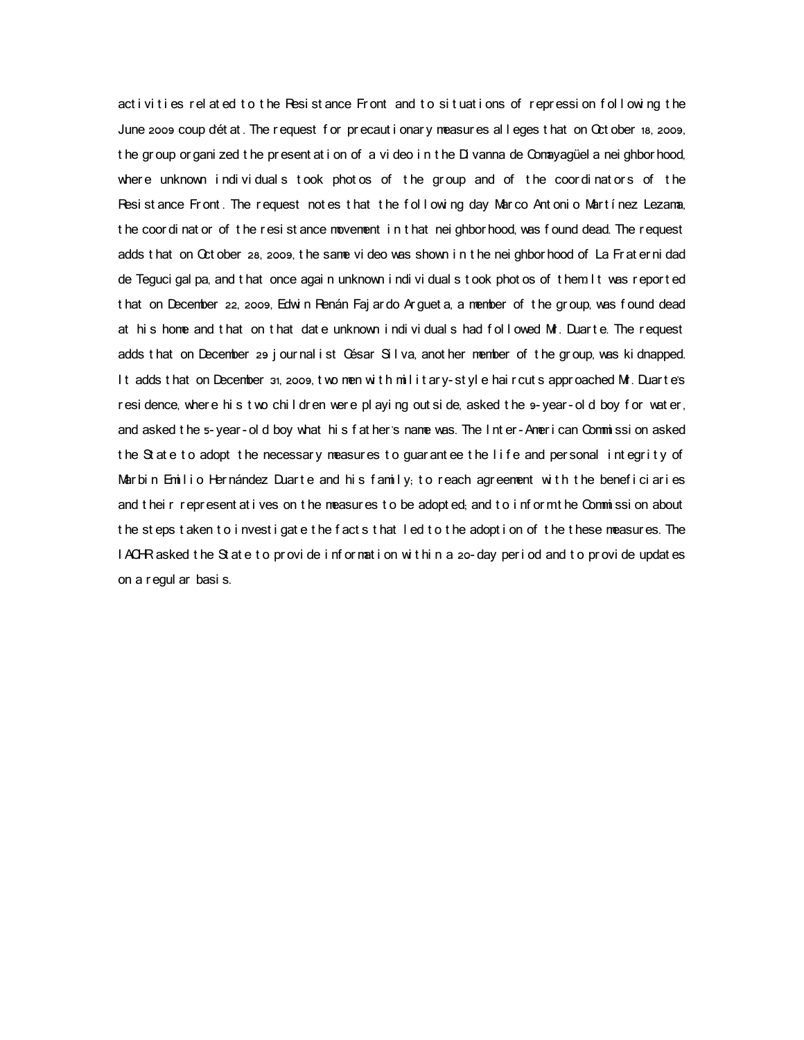activities related to the Resistance Front and to situations of repression following the June 2009 coup d'état. The request for precautionary measures alleges that on October 18, 2009, the group organized the presentation of a video in the Divanna de Comayagüela neighborhood, where unknown individuals took photos of the group and of the coordinators of the Resistance Front. The request notes that the following day Marco Antonio Martínez Lezama, the coordinator of the resistance movement in that neighborhood, was found dead. The request adds that on October 28, 2009, the same video was shown in the neighborhood of La Fraternidad de Tegucigalpa, and that once again unknown individuals took photos of them. It was reported that on December 22, 2009, Edwin Renán Fajardo Argueta, a member of the group, was found dead at his home and that on that date unknown individuals had followed Mr. Duarte. The request adds that on December 29 journalist César Silva, another member of the group, was kidnapped. It adds that on December 31, 2009, two men with military-style haircuts approached Mr. Duarte's residence, where his two children were playing outside, asked the 9-year-old boy for water, and asked the 5-year-old boy what his father's name was. The Inter-American Commission asked the State to adopt the necessary measures to guarantee the life and personal integrity of Marbin Emilio Hernández Duarte and his family; to reach agreement with the beneficiaries and their representatives on the measures to be adopted; and to inform the Commission about the steps taken to investigate the facts that led to the adoption of the these measures. The IACHR asked the State to provide information within a 20-day period and to provide updates on a regular basis.